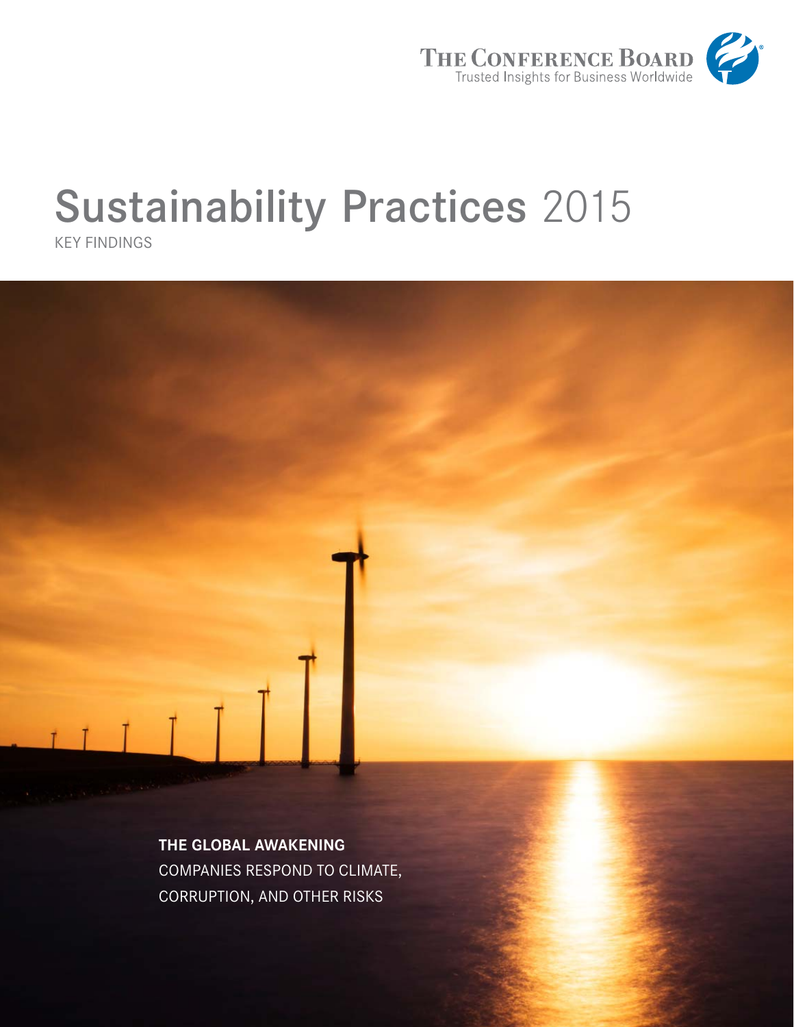THE CONFERENCE BOARD
Trusted Insights for Business Worldwide

# Sustainability Practices 2015

KEY FINDINGS

**THE GLOBAL AWAKENING**
COMPANIES RESPOND TO CLIMATE, CORRUPTION, AND OTHER RISKS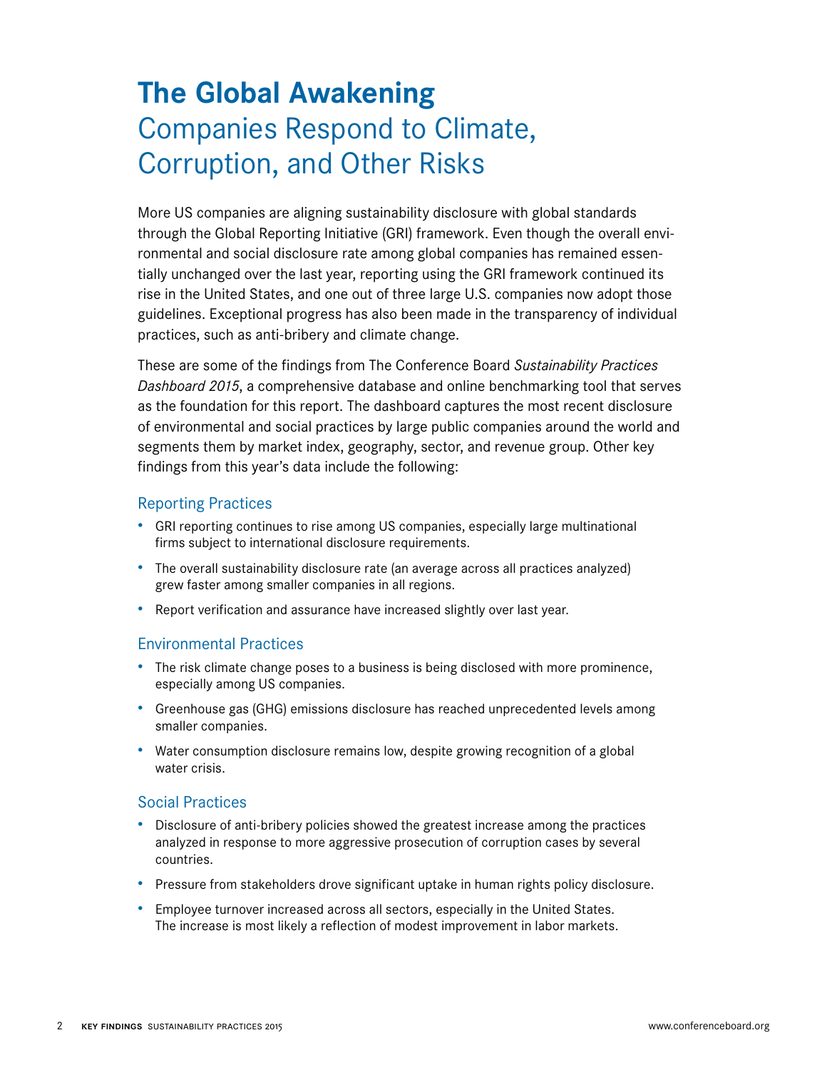# The Global Awakening
## Companies Respond to Climate, Corruption, and Other Risks

More US companies are aligning sustainability disclosure with global standards through the Global Reporting Initiative (GRI) framework. Even though the overall environmental and social disclosure rate among global companies has remained essentially unchanged over the last year, reporting using the GRI framework continued its rise in the United States, and one out of three large U.S. companies now adopt those guidelines. Exceptional progress has also been made in the transparency of individual practices, such as anti-bribery and climate change.

These are some of the findings from The Conference Board *Sustainability Practices Dashboard 2015*, a comprehensive database and online benchmarking tool that serves as the foundation for this report. The dashboard captures the most recent disclosure of environmental and social practices by large public companies around the world and segments them by market index, geography, sector, and revenue group. Other key findings from this year's data include the following:

### Reporting Practices

- GRI reporting continues to rise among US companies, especially large multinational firms subject to international disclosure requirements.
- The overall sustainability disclosure rate (an average across all practices analyzed) grew faster among smaller companies in all regions.
- Report verification and assurance have increased slightly over last year.

### Environmental Practices

- The risk climate change poses to a business is being disclosed with more prominence, especially among US companies.
- Greenhouse gas (GHG) emissions disclosure has reached unprecedented levels among smaller companies.
- Water consumption disclosure remains low, despite growing recognition of a global water crisis.

### Social Practices

- Disclosure of anti-bribery policies showed the greatest increase among the practices analyzed in response to more aggressive prosecution of corruption cases by several countries.
- Pressure from stakeholders drove significant uptake in human rights policy disclosure.
- Employee turnover increased across all sectors, especially in the United States. The increase is most likely a reflection of modest improvement in labor markets.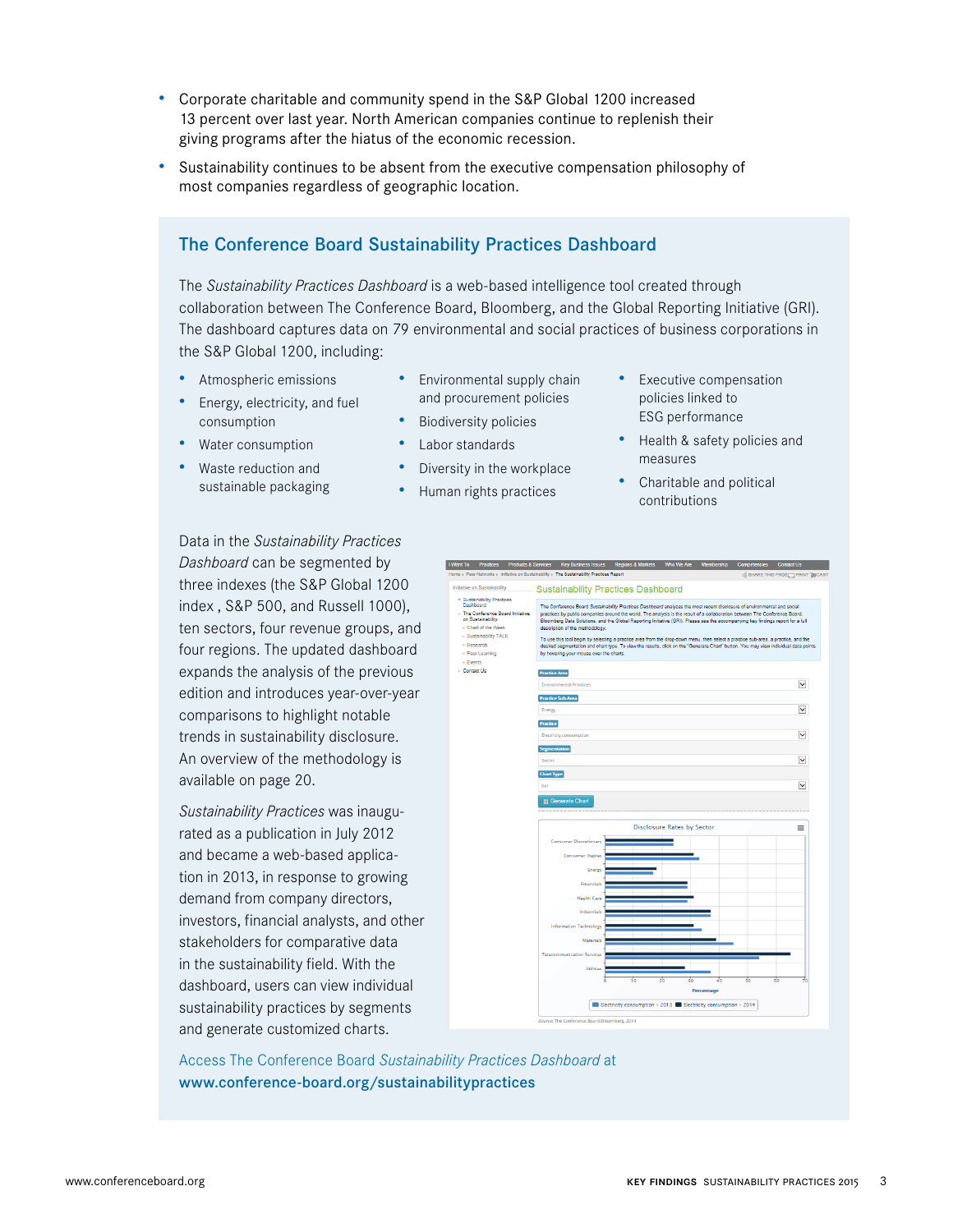- Corporate charitable and community spend in the S&P Global 1200 increased 13 percent over last year. North American companies continue to replenish their giving programs after the hiatus of the economic recession.
- Sustainability continues to be absent from the executive compensation philosophy of most companies regardless of geographic location.

## The Conference Board Sustainability Practices Dashboard

The *Sustainability Practices Dashboard* is a web-based intelligence tool created through collaboration between The Conference Board, Bloomberg, and the Global Reporting Initiative (GRI). The dashboard captures data on 79 environmental and social practices of business corporations in the S&P Global 1200, including:

- Atmospheric emissions
- Energy, electricity, and fuel consumption
- Water consumption
- Waste reduction and sustainable packaging
- Environmental supply chain and procurement policies
- Biodiversity policies
- Labor standards
- Diversity in the workplace
- Human rights practices
- Executive compensation policies linked to ESG performance
- Health & safety policies and measures
- Charitable and political contributions

Data in the *Sustainability Practices Dashboard* can be segmented by three indexes (the S&P Global 1200 index , S&P 500, and Russell 1000), ten sectors, four revenue groups, and four regions. The updated dashboard expands the analysis of the previous edition and introduces year-over-year comparisons to highlight notable trends in sustainability disclosure. An overview of the methodology is available on page 20.

*Sustainability Practices* was inaugurated as a publication in July 2012 and became a web-based application in 2013, in response to growing demand from company directors, investors, financial analysts, and other stakeholders for comparative data in the sustainability field. With the dashboard, users can view individual sustainability practices by segments and generate customized charts.

Access The Conference Board *Sustainability Practices Dashboard* at **www.conference-board.org/sustainabilitypractices**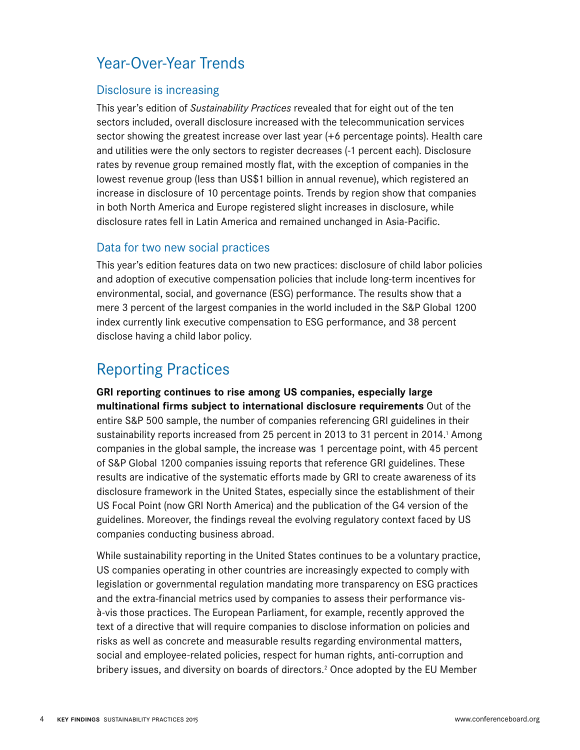## Year-Over-Year Trends

### Disclosure is increasing

This year's edition of *Sustainability Practices* revealed that for eight out of the ten sectors included, overall disclosure increased with the telecommunication services sector showing the greatest increase over last year (+6 percentage points). Health care and utilities were the only sectors to register decreases (-1 percent each). Disclosure rates by revenue group remained mostly flat, with the exception of companies in the lowest revenue group (less than US$1 billion in annual revenue), which registered an increase in disclosure of 10 percentage points. Trends by region show that companies in both North America and Europe registered slight increases in disclosure, while disclosure rates fell in Latin America and remained unchanged in Asia-Pacific.

### Data for two new social practices

This year's edition features data on two new practices: disclosure of child labor policies and adoption of executive compensation policies that include long-term incentives for environmental, social, and governance (ESG) performance. The results show that a mere 3 percent of the largest companies in the world included in the S&P Global 1200 index currently link executive compensation to ESG performance, and 38 percent disclose having a child labor policy.

## Reporting Practices

**GRI reporting continues to rise among US companies, especially large multinational firms subject to international disclosure requirements** Out of the entire S&P 500 sample, the number of companies referencing GRI guidelines in their sustainability reports increased from 25 percent in 2013 to 31 percent in 2014.[1] Among companies in the global sample, the increase was 1 percentage point, with 45 percent of S&P Global 1200 companies issuing reports that reference GRI guidelines. These results are indicative of the systematic efforts made by GRI to create awareness of its disclosure framework in the United States, especially since the establishment of their US Focal Point (now GRI North America) and the publication of the G4 version of the guidelines. Moreover, the findings reveal the evolving regulatory context faced by US companies conducting business abroad.

While sustainability reporting in the United States continues to be a voluntary practice, US companies operating in other countries are increasingly expected to comply with legislation or governmental regulation mandating more transparency on ESG practices and the extra-financial metrics used by companies to assess their performance vis-à-vis those practices. The European Parliament, for example, recently approved the text of a directive that will require companies to disclose information on policies and risks as well as concrete and measurable results regarding environmental matters, social and employee-related policies, respect for human rights, anti-corruption and bribery issues, and diversity on boards of directors.[2] Once adopted by the EU Member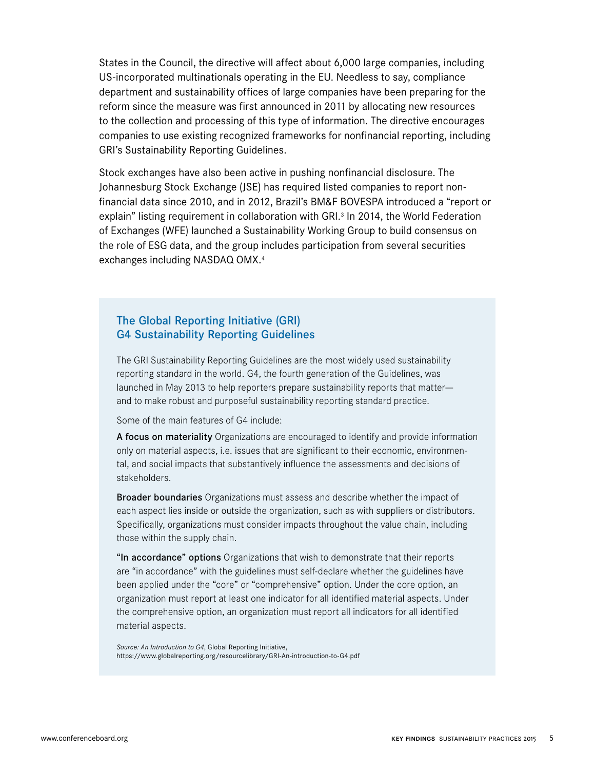States in the Council, the directive will affect about 6,000 large companies, including US-incorporated multinationals operating in the EU. Needless to say, compliance department and sustainability offices of large companies have been preparing for the reform since the measure was first announced in 2011 by allocating new resources to the collection and processing of this type of information. The directive encourages companies to use existing recognized frameworks for nonfinancial reporting, including GRI's Sustainability Reporting Guidelines.

Stock exchanges have also been active in pushing nonfinancial disclosure. The Johannesburg Stock Exchange (JSE) has required listed companies to report non-financial data since 2010, and in 2012, Brazil's BM&F BOVESPA introduced a "report or explain" listing requirement in collaboration with GRI.[3] In 2014, the World Federation of Exchanges (WFE) launched a Sustainability Working Group to build consensus on the role of ESG data, and the group includes participation from several securities exchanges including NASDAQ OMX.[4]

## The Global Reporting Initiative (GRI) G4 Sustainability Reporting Guidelines

The GRI Sustainability Reporting Guidelines are the most widely used sustainability reporting standard in the world. G4, the fourth generation of the Guidelines, was launched in May 2013 to help reporters prepare sustainability reports that matter—and to make robust and purposeful sustainability reporting standard practice.

Some of the main features of G4 include:

**A focus on materiality** Organizations are encouraged to identify and provide information only on material aspects, i.e. issues that are significant to their economic, environmental, and social impacts that substantively influence the assessments and decisions of stakeholders.

**Broader boundaries** Organizations must assess and describe whether the impact of each aspect lies inside or outside the organization, such as with suppliers or distributors. Specifically, organizations must consider impacts throughout the value chain, including those within the supply chain.

**"In accordance" options** Organizations that wish to demonstrate that their reports are "in accordance" with the guidelines must self-declare whether the guidelines have been applied under the "core" or "comprehensive" option. Under the core option, an organization must report at least one indicator for all identified material aspects. Under the comprehensive option, an organization must report all indicators for all identified material aspects.

*Source: An Introduction to G4*, Global Reporting Initiative, https://www.globalreporting.org/resourcelibrary/GRI-An-introduction-to-G4.pdf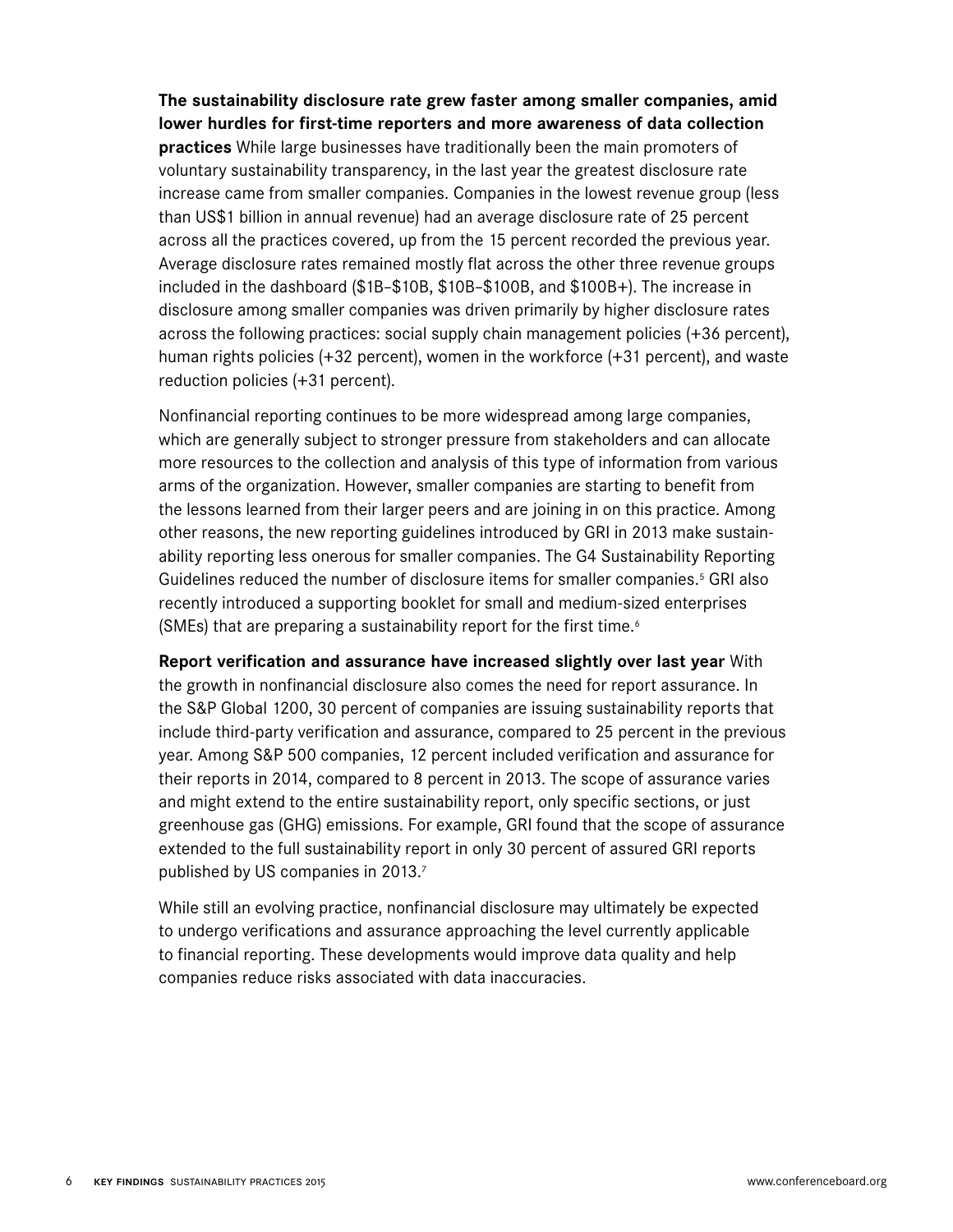**The sustainability disclosure rate grew faster among smaller companies, amid lower hurdles for first-time reporters and more awareness of data collection practices** While large businesses have traditionally been the main promoters of voluntary sustainability transparency, in the last year the greatest disclosure rate increase came from smaller companies. Companies in the lowest revenue group (less than US$1 billion in annual revenue) had an average disclosure rate of 25 percent across all the practices covered, up from the 15 percent recorded the previous year. Average disclosure rates remained mostly flat across the other three revenue groups included in the dashboard ($1B–$10B, $10B–$100B, and $100B+). The increase in disclosure among smaller companies was driven primarily by higher disclosure rates across the following practices: social supply chain management policies (+36 percent), human rights policies (+32 percent), women in the workforce (+31 percent), and waste reduction policies (+31 percent).

Nonfinancial reporting continues to be more widespread among large companies, which are generally subject to stronger pressure from stakeholders and can allocate more resources to the collection and analysis of this type of information from various arms of the organization. However, smaller companies are starting to benefit from the lessons learned from their larger peers and are joining in on this practice. Among other reasons, the new reporting guidelines introduced by GRI in 2013 make sustainability reporting less onerous for smaller companies. The G4 Sustainability Reporting Guidelines reduced the number of disclosure items for smaller companies.[5] GRI also recently introduced a supporting booklet for small and medium-sized enterprises (SMEs) that are preparing a sustainability report for the first time.[6]

**Report verification and assurance have increased slightly over last year** With the growth in nonfinancial disclosure also comes the need for report assurance. In the S&P Global 1200, 30 percent of companies are issuing sustainability reports that include third-party verification and assurance, compared to 25 percent in the previous year. Among S&P 500 companies, 12 percent included verification and assurance for their reports in 2014, compared to 8 percent in 2013. The scope of assurance varies and might extend to the entire sustainability report, only specific sections, or just greenhouse gas (GHG) emissions. For example, GRI found that the scope of assurance extended to the full sustainability report in only 30 percent of assured GRI reports published by US companies in 2013.[7]

While still an evolving practice, nonfinancial disclosure may ultimately be expected to undergo verifications and assurance approaching the level currently applicable to financial reporting. These developments would improve data quality and help companies reduce risks associated with data inaccuracies.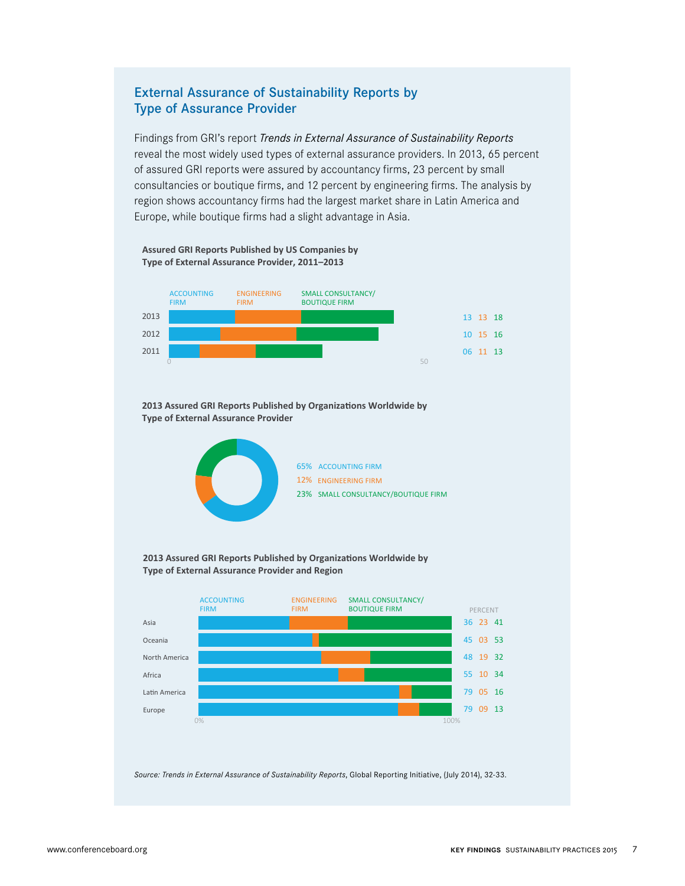## External Assurance of Sustainability Reports by Type of Assurance Provider

Findings from GRI's report *Trends in External Assurance of Sustainability Reports* reveal the most widely used types of external assurance providers. In 2013, 65 percent of assured GRI reports were assured by accountancy firms, 23 percent by small consultancies or boutique firms, and 12 percent by engineering firms. The analysis by region shows accountancy firms had the largest market share in Latin America and Europe, while boutique firms had a slight advantage in Asia.

**Assured GRI Reports Published by US Companies by Type of External Assurance Provider, 2011–2013**

| Year | Accounting Firm | Engineering Firm | Small Consultancy/ Boutique Firm |
|---|---|---|---|
| 2013 | 13 | 13 | 18 |
| 2012 | 10 | 15 | 16 |
| 2011 | 06 | 11 | 13 |

**2013 Assured GRI Reports Published by Organizations Worldwide by Type of External Assurance Provider**

| Type | Percent |
|---|---|
| Accounting Firm | 65% |
| Engineering Firm | 12% |
| Small Consultancy/Boutique Firm | 23% |

**2013 Assured GRI Reports Published by Organizations Worldwide by Type of External Assurance Provider and Region**

| Region | Accounting Firm (%) | Engineering Firm (%) | Small Consultancy/ Boutique Firm (%) |
|---|---|---|---|
| Asia | 36 | 23 | 41 |
| Oceania | 45 | 03 | 53 |
| North America | 48 | 19 | 32 |
| Africa | 55 | 10 | 34 |
| Latin America | 79 | 05 | 16 |
| Europe | 79 | 09 | 13 |

*Source: Trends in External Assurance of Sustainability Reports*, Global Reporting Initiative, (July 2014), 32-33.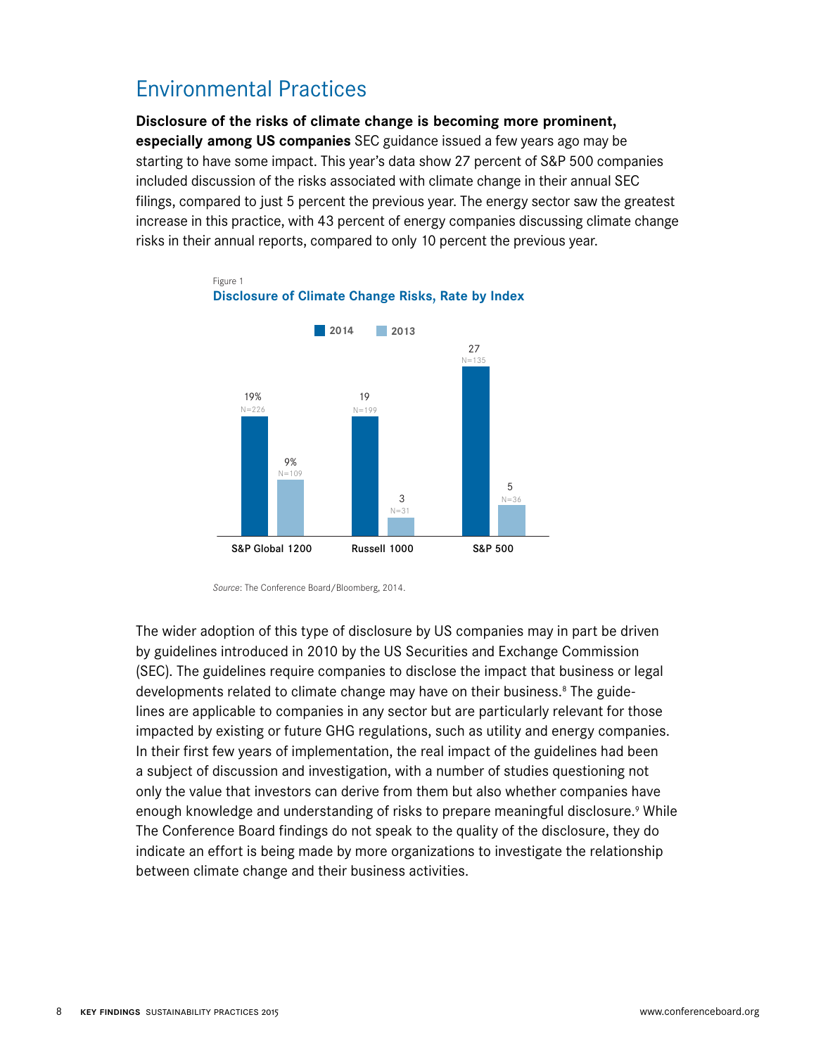## Environmental Practices

**Disclosure of the risks of climate change is becoming more prominent, especially among US companies** SEC guidance issued a few years ago may be starting to have some impact. This year's data show 27 percent of S&P 500 companies included discussion of the risks associated with climate change in their annual SEC filings, compared to just 5 percent the previous year. The energy sector saw the greatest increase in this practice, with 43 percent of energy companies discussing climate change risks in their annual reports, compared to only 10 percent the previous year.

Figure 1
**Disclosure of Climate Change Risks, Rate by Index**

| Index | 2014 | 2013 |
|---|---|---|
| S&P Global 1200 | 19% (N=226) | 9% (N=109) |
| Russell 1000 | 19 (N=199) | 3 (N=31) |
| S&P 500 | 27 (N=135) | 5 (N=36) |

*Source*: The Conference Board/Bloomberg, 2014.

The wider adoption of this type of disclosure by US companies may in part be driven by guidelines introduced in 2010 by the US Securities and Exchange Commission (SEC). The guidelines require companies to disclose the impact that business or legal developments related to climate change may have on their business.[8] The guidelines are applicable to companies in any sector but are particularly relevant for those impacted by existing or future GHG regulations, such as utility and energy companies. In their first few years of implementation, the real impact of the guidelines had been a subject of discussion and investigation, with a number of studies questioning not only the value that investors can derive from them but also whether companies have enough knowledge and understanding of risks to prepare meaningful disclosure.[9] While The Conference Board findings do not speak to the quality of the disclosure, they do indicate an effort is being made by more organizations to investigate the relationship between climate change and their business activities.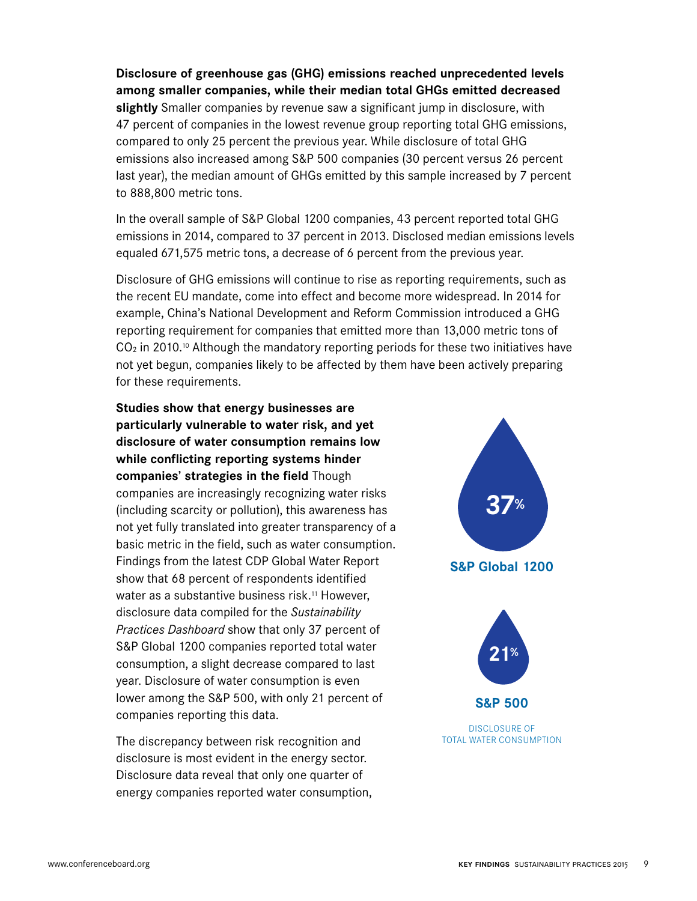**Disclosure of greenhouse gas (GHG) emissions reached unprecedented levels among smaller companies, while their median total GHGs emitted decreased slightly** Smaller companies by revenue saw a significant jump in disclosure, with 47 percent of companies in the lowest revenue group reporting total GHG emissions, compared to only 25 percent the previous year. While disclosure of total GHG emissions also increased among S&P 500 companies (30 percent versus 26 percent last year), the median amount of GHGs emitted by this sample increased by 7 percent to 888,800 metric tons.

In the overall sample of S&P Global 1200 companies, 43 percent reported total GHG emissions in 2014, compared to 37 percent in 2013. Disclosed median emissions levels equaled 671,575 metric tons, a decrease of 6 percent from the previous year.

Disclosure of GHG emissions will continue to rise as reporting requirements, such as the recent EU mandate, come into effect and become more widespread. In 2014 for example, China's National Development and Reform Commission introduced a GHG reporting requirement for companies that emitted more than 13,000 metric tons of $CO_2$ in 2010.[10] Although the mandatory reporting periods for these two initiatives have not yet begun, companies likely to be affected by them have been actively preparing for these requirements.

**Studies show that energy businesses are particularly vulnerable to water risk, and yet disclosure of water consumption remains low while conflicting reporting systems hinder companies' strategies in the field** Though companies are increasingly recognizing water risks (including scarcity or pollution), this awareness has not yet fully translated into greater transparency of a basic metric in the field, such as water consumption. Findings from the latest CDP Global Water Report show that 68 percent of respondents identified water as a substantive business risk.[11] However, disclosure data compiled for the *Sustainability Practices Dashboard* show that only 37 percent of S&P Global 1200 companies reported total water consumption, a slight decrease compared to last year. Disclosure of water consumption is even lower among the S&P 500, with only 21 percent of companies reporting this data.

**37%**

**S&P Global 1200**

**21%**

**S&P 500**

DISCLOSURE OF TOTAL WATER CONSUMPTION

The discrepancy between risk recognition and disclosure is most evident in the energy sector. Disclosure data reveal that only one quarter of energy companies reported water consumption,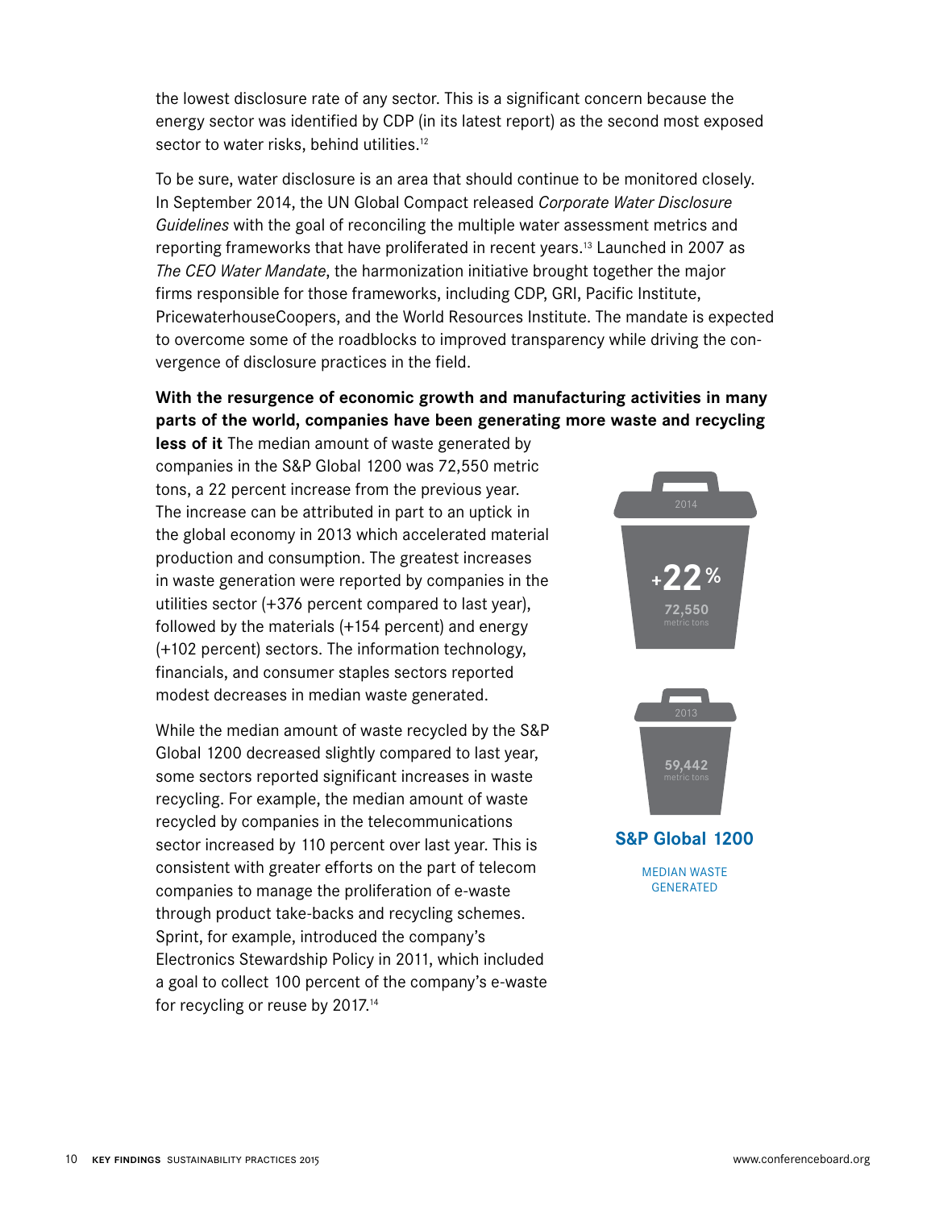the lowest disclosure rate of any sector. This is a significant concern because the energy sector was identified by CDP (in its latest report) as the second most exposed sector to water risks, behind utilities.[12]

To be sure, water disclosure is an area that should continue to be monitored closely. In September 2014, the UN Global Compact released *Corporate Water Disclosure Guidelines* with the goal of reconciling the multiple water assessment metrics and reporting frameworks that have proliferated in recent years.[13] Launched in 2007 as *The CEO Water Mandate*, the harmonization initiative brought together the major firms responsible for those frameworks, including CDP, GRI, Pacific Institute, PricewaterhouseCoopers, and the World Resources Institute. The mandate is expected to overcome some of the roadblocks to improved transparency while driving the convergence of disclosure practices in the field.

**With the resurgence of economic growth and manufacturing activities in many parts of the world, companies have been generating more waste and recycling less of it** The median amount of waste generated by companies in the S&P Global 1200 was 72,550 metric tons, a 22 percent increase from the previous year. The increase can be attributed in part to an uptick in the global economy in 2013 which accelerated material production and consumption. The greatest increases in waste generation were reported by companies in the utilities sector (+376 percent compared to last year), followed by the materials (+154 percent) and energy (+102 percent) sectors. The information technology, financials, and consumer staples sectors reported modest decreases in median waste generated.

While the median amount of waste recycled by the S&P Global 1200 decreased slightly compared to last year, some sectors reported significant increases in waste recycling. For example, the median amount of waste recycled by companies in the telecommunications sector increased by 110 percent over last year. This is consistent with greater efforts on the part of telecom companies to manage the proliferation of e-waste through product take-backs and recycling schemes. Sprint, for example, introduced the company's Electronics Stewardship Policy in 2011, which included a goal to collect 100 percent of the company's e-waste for recycling or reuse by 2017.[14]

2014

+22%

72,550
metric tons

2013

59,442
metric tons

**S&P Global 1200**

MEDIAN WASTE GENERATED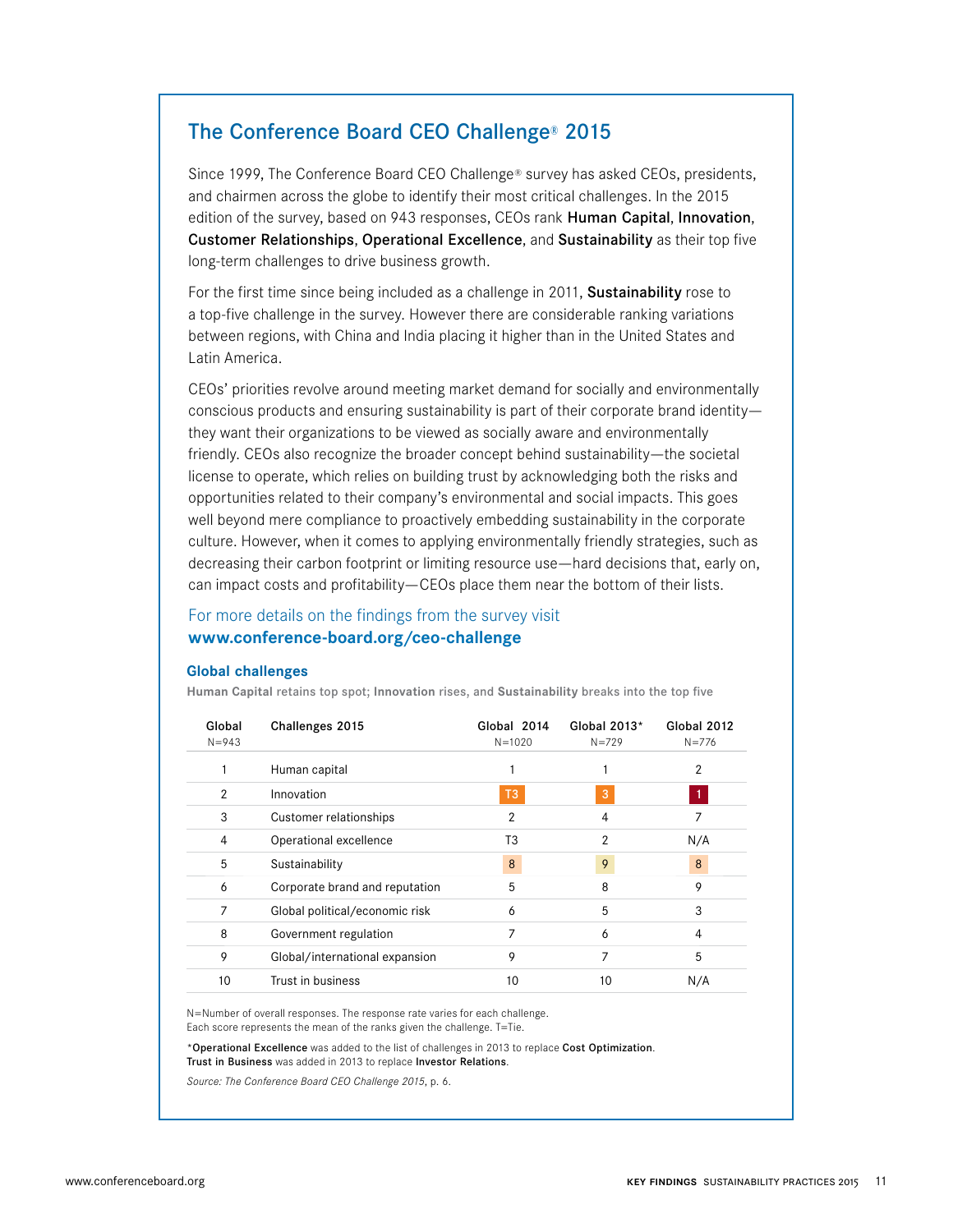## The Conference Board CEO Challenge® 2015

Since 1999, The Conference Board CEO Challenge® survey has asked CEOs, presidents, and chairmen across the globe to identify their most critical challenges. In the 2015 edition of the survey, based on 943 responses, CEOs rank **Human Capital**, **Innovation**, **Customer Relationships**, **Operational Excellence**, and **Sustainability** as their top five long-term challenges to drive business growth.

For the first time since being included as a challenge in 2011, **Sustainability** rose to a top-five challenge in the survey. However there are considerable ranking variations between regions, with China and India placing it higher than in the United States and Latin America.

CEOs' priorities revolve around meeting market demand for socially and environmentally conscious products and ensuring sustainability is part of their corporate brand identity—they want their organizations to be viewed as socially aware and environmentally friendly. CEOs also recognize the broader concept behind sustainability—the societal license to operate, which relies on building trust by acknowledging both the risks and opportunities related to their company's environmental and social impacts. This goes well beyond mere compliance to proactively embedding sustainability in the corporate culture. However, when it comes to applying environmentally friendly strategies, such as decreasing their carbon footprint or limiting resource use—hard decisions that, early on, can impact costs and profitability—CEOs place them near the bottom of their lists.

For more details on the findings from the survey visit
**www.conference-board.org/ceo-challenge**

### Global challenges

**Human Capital** retains top spot; **Innovation** rises, and **Sustainability** breaks into the top five

| Global N=943 | Challenges 2015 | Global 2014 N=1020 | Global 2013* N=729 | Global 2012 N=776 |
|---|---|---|---|---|
| 1 | Human capital | 1 | 1 | 2 |
| 2 | Innovation | T3 | 3 | 1 |
| 3 | Customer relationships | 2 | 4 | 7 |
| 4 | Operational excellence | T3 | 2 | N/A |
| 5 | Sustainability | 8 | 9 | 8 |
| 6 | Corporate brand and reputation | 5 | 8 | 9 |
| 7 | Global political/economic risk | 6 | 5 | 3 |
| 8 | Government regulation | 7 | 6 | 4 |
| 9 | Global/international expansion | 9 | 7 | 5 |
| 10 | Trust in business | 10 | 10 | N/A |

N=Number of overall responses. The response rate varies for each challenge.
Each score represents the mean of the ranks given the challenge. T=Tie.

*__Operational Excellence__ was added to the list of challenges in 2013 to replace **Cost Optimization**.
**Trust in Business** was added in 2013 to replace **Investor Relations**.

*Source: The Conference Board CEO Challenge 2015*, p. 6.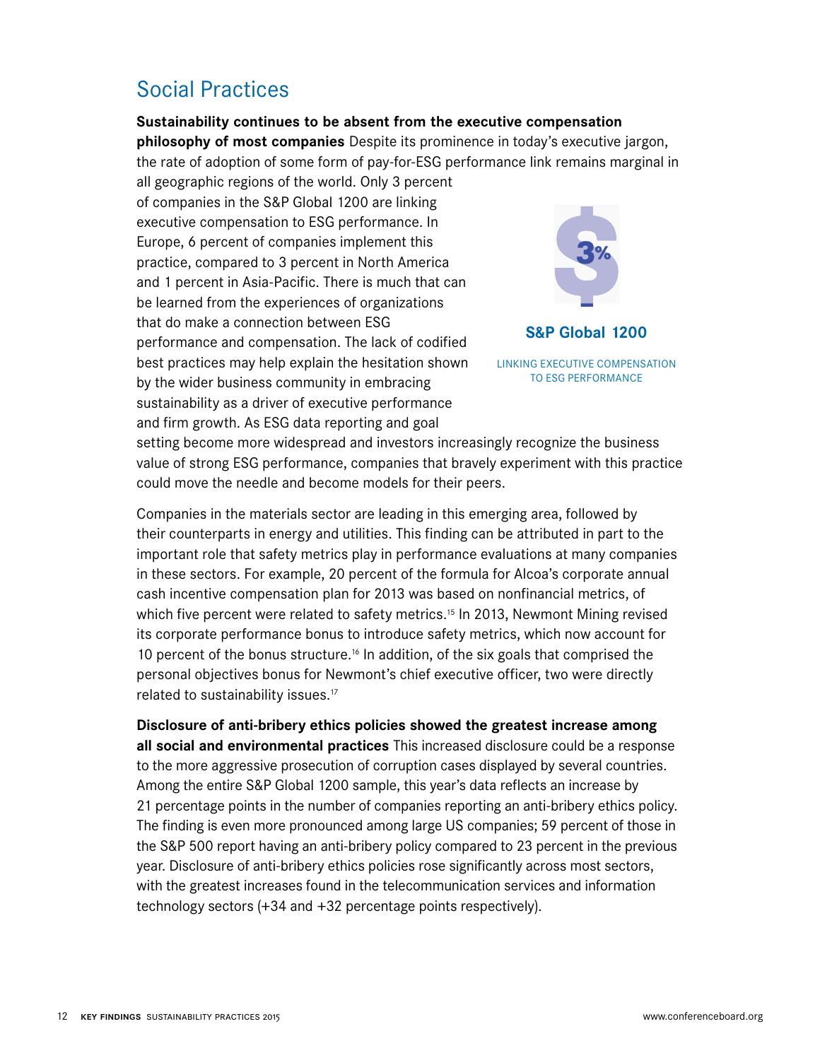## Social Practices

**Sustainability continues to be absent from the executive compensation philosophy of most companies** Despite its prominence in today's executive jargon, the rate of adoption of some form of pay-for-ESG performance link remains marginal in all geographic regions of the world. Only 3 percent of companies in the S&P Global 1200 are linking executive compensation to ESG performance. In Europe, 6 percent of companies implement this practice, compared to 3 percent in North America and 1 percent in Asia-Pacific. There is much that can be learned from the experiences of organizations that do make a connection between ESG performance and compensation. The lack of codified best practices may help explain the hesitation shown by the wider business community in embracing sustainability as a driver of executive performance and firm growth. As ESG data reporting and goal setting become more widespread and investors increasingly recognize the business value of strong ESG performance, companies that bravely experiment with this practice could move the needle and become models for their peers.

3%

**S&P Global 1200**

LINKING EXECUTIVE COMPENSATION TO ESG PERFORMANCE

Companies in the materials sector are leading in this emerging area, followed by their counterparts in energy and utilities. This finding can be attributed in part to the important role that safety metrics play in performance evaluations at many companies in these sectors. For example, 20 percent of the formula for Alcoa's corporate annual cash incentive compensation plan for 2013 was based on nonfinancial metrics, of which five percent were related to safety metrics.[15] In 2013, Newmont Mining revised its corporate performance bonus to introduce safety metrics, which now account for 10 percent of the bonus structure.[16] In addition, of the six goals that comprised the personal objectives bonus for Newmont's chief executive officer, two were directly related to sustainability issues.[17]

**Disclosure of anti-bribery ethics policies showed the greatest increase among all social and environmental practices** This increased disclosure could be a response to the more aggressive prosecution of corruption cases displayed by several countries. Among the entire S&P Global 1200 sample, this year's data reflects an increase by 21 percentage points in the number of companies reporting an anti-bribery ethics policy. The finding is even more pronounced among large US companies; 59 percent of those in the S&P 500 report having an anti-bribery policy compared to 23 percent in the previous year. Disclosure of anti-bribery ethics policies rose significantly across most sectors, with the greatest increases found in the telecommunication services and information technology sectors (+34 and +32 percentage points respectively).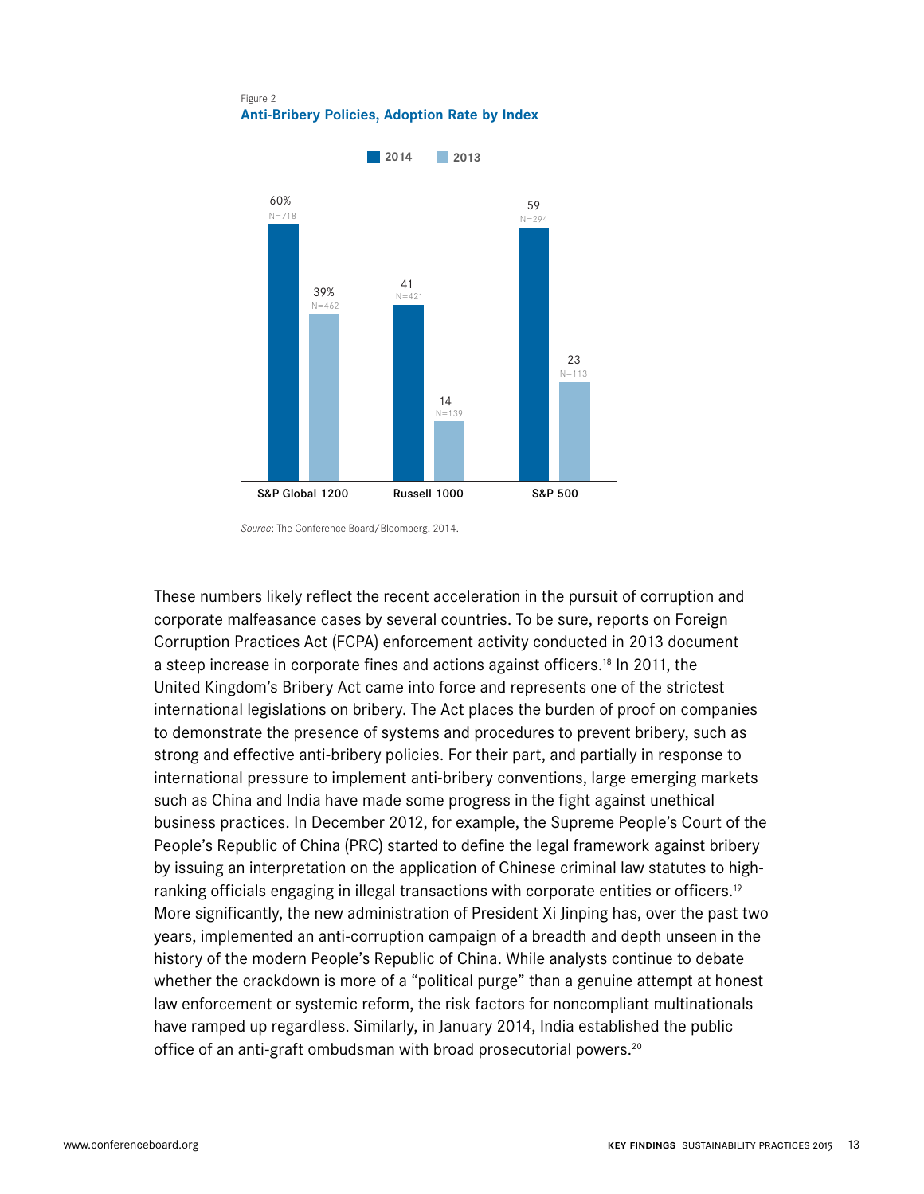Figure 2
**Anti-Bribery Policies, Adoption Rate by Index**

| | 2014 | 2013 |
|---|---|---|
| S&P Global 1200 | 60% (N=718) | 39% (N=462) |
| Russell 1000 | 41 (N=421) | 14 (N=139) |
| S&P 500 | 59 (N=294) | 23 (N=113) |

*Source*: The Conference Board/Bloomberg, 2014.

These numbers likely reflect the recent acceleration in the pursuit of corruption and corporate malfeasance cases by several countries. To be sure, reports on Foreign Corruption Practices Act (FCPA) enforcement activity conducted in 2013 document a steep increase in corporate fines and actions against officers.[18] In 2011, the United Kingdom's Bribery Act came into force and represents one of the strictest international legislations on bribery. The Act places the burden of proof on companies to demonstrate the presence of systems and procedures to prevent bribery, such as strong and effective anti-bribery policies. For their part, and partially in response to international pressure to implement anti-bribery conventions, large emerging markets such as China and India have made some progress in the fight against unethical business practices. In December 2012, for example, the Supreme People's Court of the People's Republic of China (PRC) started to define the legal framework against bribery by issuing an interpretation on the application of Chinese criminal law statutes to high-ranking officials engaging in illegal transactions with corporate entities or officers.[19] More significantly, the new administration of President Xi Jinping has, over the past two years, implemented an anti-corruption campaign of a breadth and depth unseen in the history of the modern People's Republic of China. While analysts continue to debate whether the crackdown is more of a "political purge" than a genuine attempt at honest law enforcement or systemic reform, the risk factors for noncompliant multinationals have ramped up regardless. Similarly, in January 2014, India established the public office of an anti-graft ombudsman with broad prosecutorial powers.[20]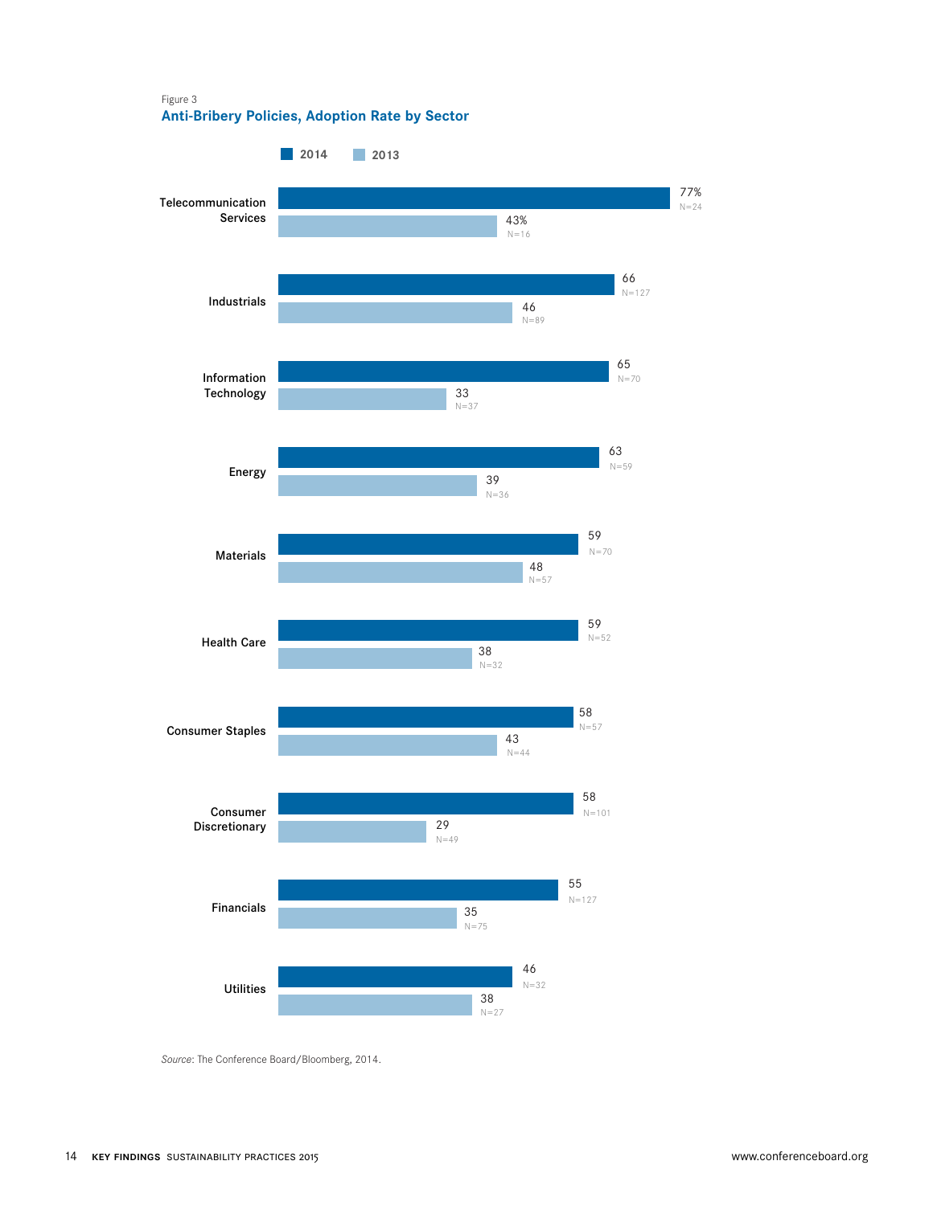Figure 3

**Anti-Bribery Policies, Adoption Rate by Sector**

| Sector | 2014 | 2013 |
| --- | --- | --- |
| Telecommunication Services | 77% (N=24) | 43% (N=16) |
| Industrials | 66 (N=127) | 46 (N=89) |
| Information Technology | 65 (N=70) | 33 (N=37) |
| Energy | 63 (N=59) | 39 (N=36) |
| Materials | 59 (N=70) | 48 (N=57) |
| Health Care | 59 (N=52) | 38 (N=32) |
| Consumer Staples | 58 (N=57) | 43 (N=44) |
| Consumer Discretionary | 58 (N=101) | 29 (N=49) |
| Financials | 55 (N=127) | 35 (N=75) |
| Utilities | 46 (N=32) | 38 (N=27) |

*Source*: The Conference Board/Bloomberg, 2014.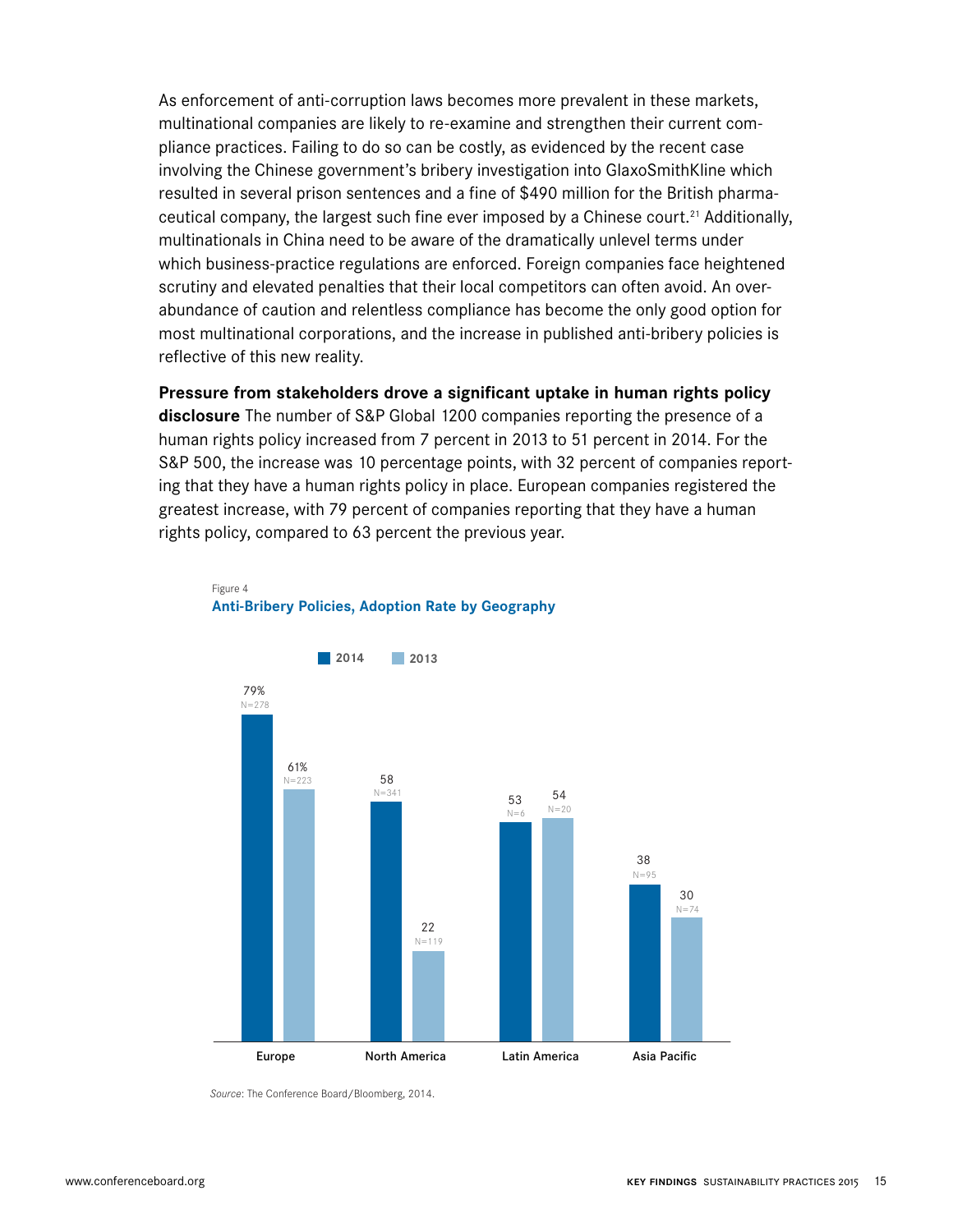As enforcement of anti-corruption laws becomes more prevalent in these markets, multinational companies are likely to re-examine and strengthen their current compliance practices. Failing to do so can be costly, as evidenced by the recent case involving the Chinese government's bribery investigation into GlaxoSmithKline which resulted in several prison sentences and a fine of $490 million for the British pharmaceutical company, the largest such fine ever imposed by a Chinese court.[21] Additionally, multinationals in China need to be aware of the dramatically unlevel terms under which business-practice regulations are enforced. Foreign companies face heightened scrutiny and elevated penalties that their local competitors can often avoid. An overabundance of caution and relentless compliance has become the only good option for most multinational corporations, and the increase in published anti-bribery policies is reflective of this new reality.

**Pressure from stakeholders drove a significant uptake in human rights policy disclosure** The number of S&P Global 1200 companies reporting the presence of a human rights policy increased from 7 percent in 2013 to 51 percent in 2014. For the S&P 500, the increase was 10 percentage points, with 32 percent of companies reporting that they have a human rights policy in place. European companies registered the greatest increase, with 79 percent of companies reporting that they have a human rights policy, compared to 63 percent the previous year.

Figure 4
**Anti-Bribery Policies, Adoption Rate by Geography**

| | 2014 | 2013 |
|---|---|---|
| Europe | 79% (N=278) | 61% (N=223) |
| North America | 58 (N=341) | 22 (N=119) |
| Latin America | 53 (N=6) | 54 (N=20) |
| Asia Pacific | 38 (N=95) | 30 (N=74) |

*Source*: The Conference Board/Bloomberg, 2014.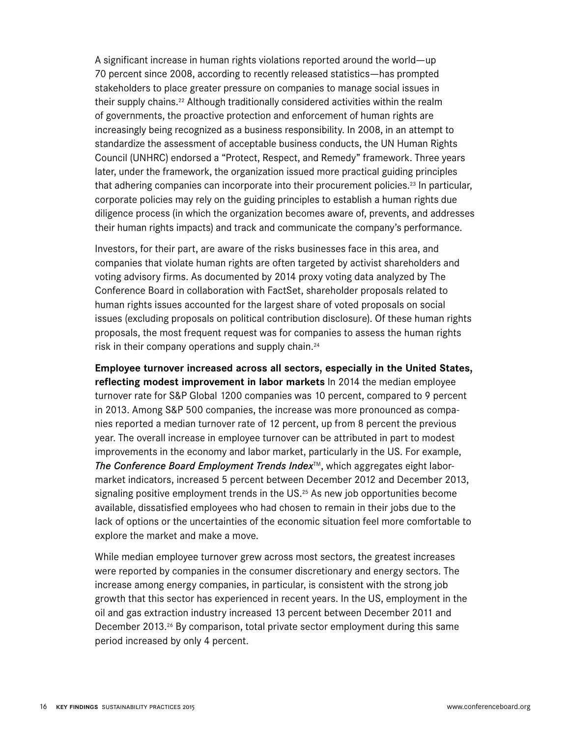A significant increase in human rights violations reported around the world—up 70 percent since 2008, according to recently released statistics—has prompted stakeholders to place greater pressure on companies to manage social issues in their supply chains.[22] Although traditionally considered activities within the realm of governments, the proactive protection and enforcement of human rights are increasingly being recognized as a business responsibility. In 2008, in an attempt to standardize the assessment of acceptable business conducts, the UN Human Rights Council (UNHRC) endorsed a "Protect, Respect, and Remedy" framework. Three years later, under the framework, the organization issued more practical guiding principles that adhering companies can incorporate into their procurement policies.[23] In particular, corporate policies may rely on the guiding principles to establish a human rights due diligence process (in which the organization becomes aware of, prevents, and addresses their human rights impacts) and track and communicate the company's performance.

Investors, for their part, are aware of the risks businesses face in this area, and companies that violate human rights are often targeted by activist shareholders and voting advisory firms. As documented by 2014 proxy voting data analyzed by The Conference Board in collaboration with FactSet, shareholder proposals related to human rights issues accounted for the largest share of voted proposals on social issues (excluding proposals on political contribution disclosure). Of these human rights proposals, the most frequent request was for companies to assess the human rights risk in their company operations and supply chain.[24]

**Employee turnover increased across all sectors, especially in the United States, reflecting modest improvement in labor markets** In 2014 the median employee turnover rate for S&P Global 1200 companies was 10 percent, compared to 9 percent in 2013. Among S&P 500 companies, the increase was more pronounced as companies reported a median turnover rate of 12 percent, up from 8 percent the previous year. The overall increase in employee turnover can be attributed in part to modest improvements in the economy and labor market, particularly in the US. For example, ***The Conference Board Employment Trends Index***™, which aggregates eight labor-market indicators, increased 5 percent between December 2012 and December 2013, signaling positive employment trends in the US.[25] As new job opportunities become available, dissatisfied employees who had chosen to remain in their jobs due to the lack of options or the uncertainties of the economic situation feel more comfortable to explore the market and make a move.

While median employee turnover grew across most sectors, the greatest increases were reported by companies in the consumer discretionary and energy sectors. The increase among energy companies, in particular, is consistent with the strong job growth that this sector has experienced in recent years. In the US, employment in the oil and gas extraction industry increased 13 percent between December 2011 and December 2013.[26] By comparison, total private sector employment during this same period increased by only 4 percent.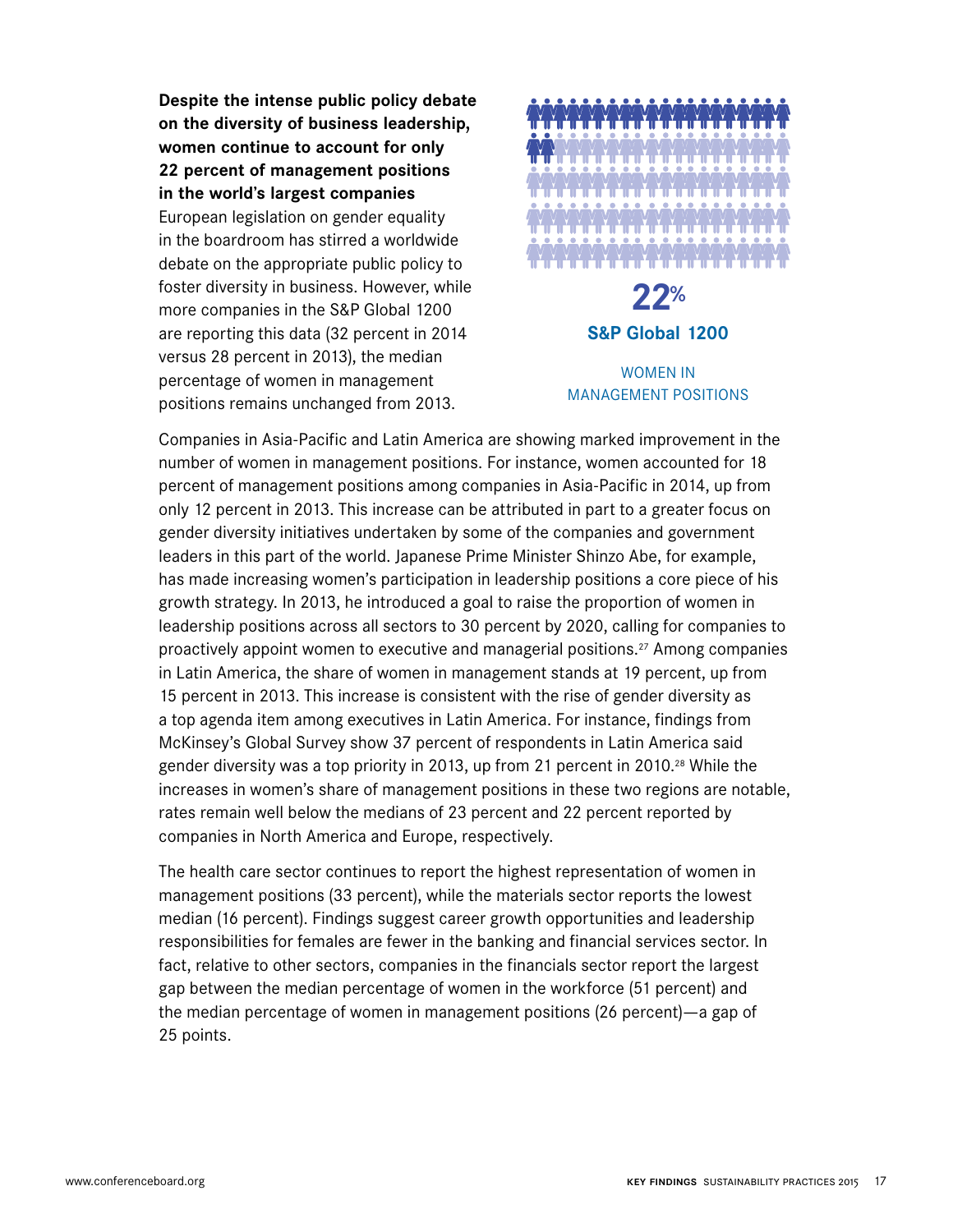**Despite the intense public policy debate on the diversity of business leadership, women continue to account for only 22 percent of management positions in the world's largest companies**

European legislation on gender equality in the boardroom has stirred a worldwide debate on the appropriate public policy to foster diversity in business. However, while more companies in the S&P Global 1200 are reporting this data (32 percent in 2014 versus 28 percent in 2013), the median percentage of women in management positions remains unchanged from 2013.

**22%**

**S&P Global 1200**

WOMEN IN MANAGEMENT POSITIONS

Companies in Asia-Pacific and Latin America are showing marked improvement in the number of women in management positions. For instance, women accounted for 18 percent of management positions among companies in Asia-Pacific in 2014, up from only 12 percent in 2013. This increase can be attributed in part to a greater focus on gender diversity initiatives undertaken by some of the companies and government leaders in this part of the world. Japanese Prime Minister Shinzo Abe, for example, has made increasing women's participation in leadership positions a core piece of his growth strategy. In 2013, he introduced a goal to raise the proportion of women in leadership positions across all sectors to 30 percent by 2020, calling for companies to proactively appoint women to executive and managerial positions.[27] Among companies in Latin America, the share of women in management stands at 19 percent, up from 15 percent in 2013. This increase is consistent with the rise of gender diversity as a top agenda item among executives in Latin America. For instance, findings from McKinsey's Global Survey show 37 percent of respondents in Latin America said gender diversity was a top priority in 2013, up from 21 percent in 2010.[28] While the increases in women's share of management positions in these two regions are notable, rates remain well below the medians of 23 percent and 22 percent reported by companies in North America and Europe, respectively.

The health care sector continues to report the highest representation of women in management positions (33 percent), while the materials sector reports the lowest median (16 percent). Findings suggest career growth opportunities and leadership responsibilities for females are fewer in the banking and financial services sector. In fact, relative to other sectors, companies in the financials sector report the largest gap between the median percentage of women in the workforce (51 percent) and the median percentage of women in management positions (26 percent)—a gap of 25 points.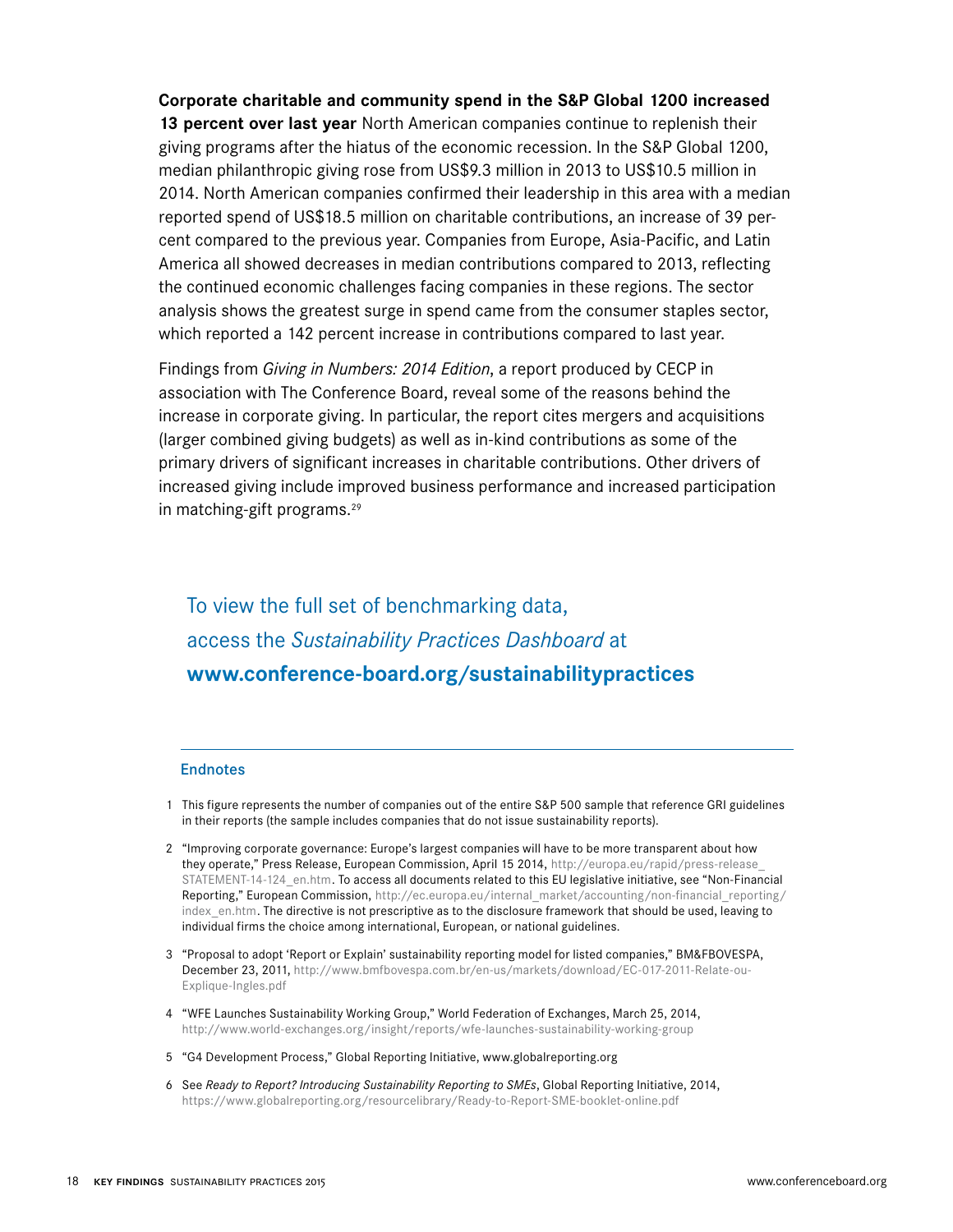**Corporate charitable and community spend in the S&P Global 1200 increased 13 percent over last year** North American companies continue to replenish their giving programs after the hiatus of the economic recession. In the S&P Global 1200, median philanthropic giving rose from US$9.3 million in 2013 to US$10.5 million in 2014. North American companies confirmed their leadership in this area with a median reported spend of US$18.5 million on charitable contributions, an increase of 39 percent compared to the previous year. Companies from Europe, Asia-Pacific, and Latin America all showed decreases in median contributions compared to 2013, reflecting the continued economic challenges facing companies in these regions. The sector analysis shows the greatest surge in spend came from the consumer staples sector, which reported a 142 percent increase in contributions compared to last year.

Findings from *Giving in Numbers: 2014 Edition*, a report produced by CECP in association with The Conference Board, reveal some of the reasons behind the increase in corporate giving. In particular, the report cites mergers and acquisitions (larger combined giving budgets) as well as in-kind contributions as some of the primary drivers of significant increases in charitable contributions. Other drivers of increased giving include improved business performance and increased participation in matching-gift programs.[29]

To view the full set of benchmarking data, access the *Sustainability Practices Dashboard* at **www.conference-board.org/sustainabilitypractices**

## Endnotes

1 This figure represents the number of companies out of the entire S&P 500 sample that reference GRI guidelines in their reports (the sample includes companies that do not issue sustainability reports).

2 "Improving corporate governance: Europe's largest companies will have to be more transparent about how they operate," Press Release, European Commission, April 15 2014, http://europa.eu/rapid/press-release_STATEMENT-14-124_en.htm. To access all documents related to this EU legislative initiative, see "Non-Financial Reporting," European Commission, http://ec.europa.eu/internal_market/accounting/non-financial_reporting/index_en.htm. The directive is not prescriptive as to the disclosure framework that should be used, leaving to individual firms the choice among international, European, or national guidelines.

3 "Proposal to adopt 'Report or Explain' sustainability reporting model for listed companies," BM&FBOVESPA, December 23, 2011, http://www.bmfbovespa.com.br/en-us/markets/download/EC-017-2011-Relate-ou-Explique-Ingles.pdf

4 "WFE Launches Sustainability Working Group," World Federation of Exchanges, March 25, 2014, http://www.world-exchanges.org/insight/reports/wfe-launches-sustainability-working-group

5 "G4 Development Process," Global Reporting Initiative, www.globalreporting.org

6 See *Ready to Report? Introducing Sustainability Reporting to SMEs*, Global Reporting Initiative, 2014, https://www.globalreporting.org/resourcelibrary/Ready-to-Report-SME-booklet-online.pdf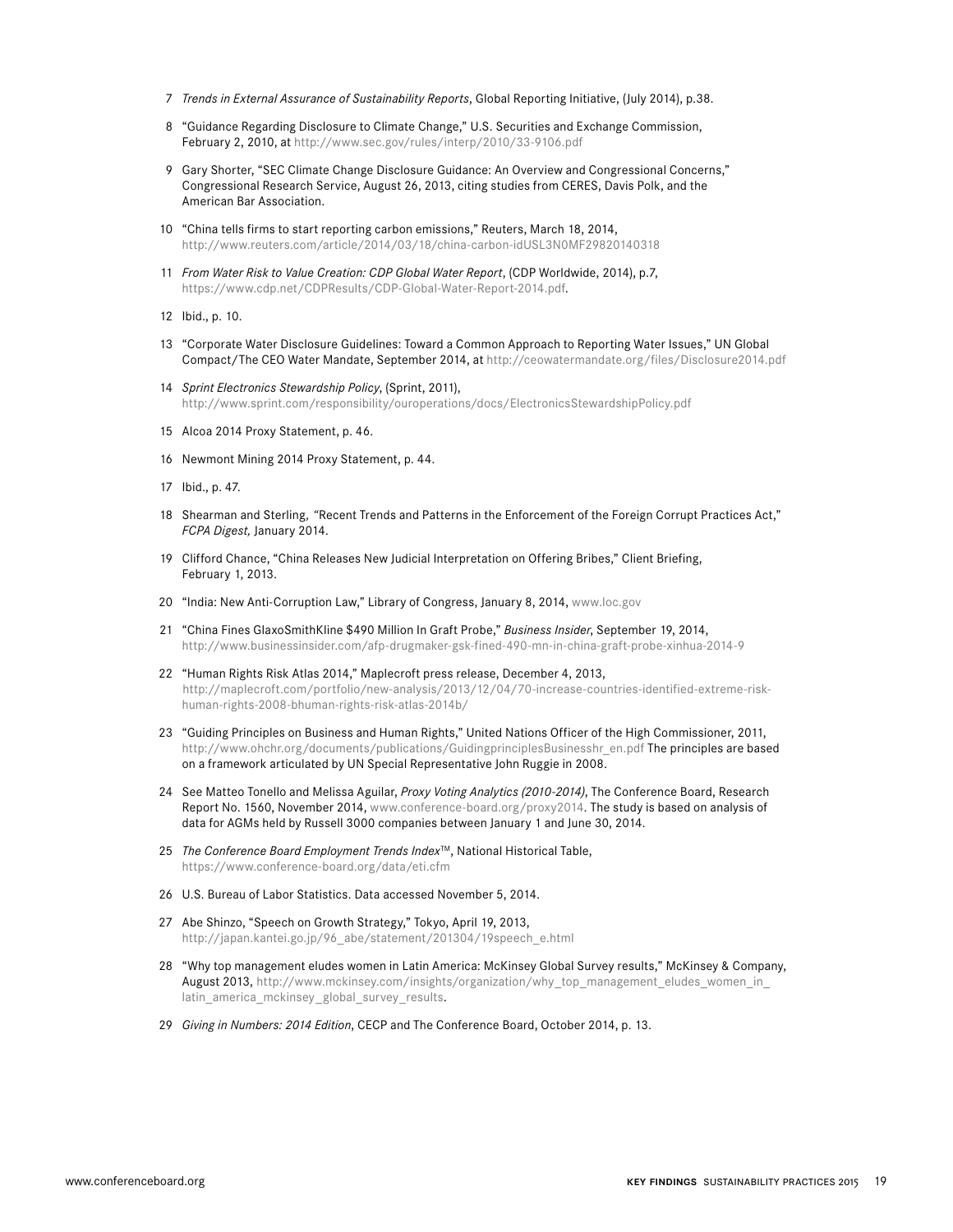7 *Trends in External Assurance of Sustainability Reports*, Global Reporting Initiative, (July 2014), p.38.

8 "Guidance Regarding Disclosure to Climate Change," U.S. Securities and Exchange Commission, February 2, 2010, at http://www.sec.gov/rules/interp/2010/33-9106.pdf

9 Gary Shorter, "SEC Climate Change Disclosure Guidance: An Overview and Congressional Concerns," Congressional Research Service, August 26, 2013, citing studies from CERES, Davis Polk, and the American Bar Association.

10 "China tells firms to start reporting carbon emissions," Reuters, March 18, 2014, http://www.reuters.com/article/2014/03/18/china-carbon-idUSL3N0MF29820140318

11 *From Water Risk to Value Creation: CDP Global Water Report*, (CDP Worldwide, 2014), p.7, https://www.cdp.net/CDPResults/CDP-Global-Water-Report-2014.pdf.

12 Ibid., p. 10.

13 "Corporate Water Disclosure Guidelines: Toward a Common Approach to Reporting Water Issues," UN Global Compact/The CEO Water Mandate, September 2014, at http://ceowatermandate.org/files/Disclosure2014.pdf

14 *Sprint Electronics Stewardship Policy*, (Sprint, 2011), http://www.sprint.com/responsibility/ouroperations/docs/ElectronicsStewardshipPolicy.pdf

15 Alcoa 2014 Proxy Statement, p. 46.

16 Newmont Mining 2014 Proxy Statement, p. 44.

17 Ibid., p. 47.

18 Shearman and Sterling, "Recent Trends and Patterns in the Enforcement of the Foreign Corrupt Practices Act," *FCPA Digest,* January 2014.

19 Clifford Chance, "China Releases New Judicial Interpretation on Offering Bribes," Client Briefing, February 1, 2013.

20 "India: New Anti-Corruption Law," Library of Congress, January 8, 2014, www.loc.gov

21 "China Fines GlaxoSmithKline $490 Million In Graft Probe," *Business Insider*, September 19, 2014, http://www.businessinsider.com/afp-drugmaker-gsk-fined-490-mn-in-china-graft-probe-xinhua-2014-9

22 "Human Rights Risk Atlas 2014," Maplecroft press release, December 4, 2013, http://maplecroft.com/portfolio/new-analysis/2013/12/04/70-increase-countries-identified-extreme-risk-human-rights-2008-bhuman-rights-risk-atlas-2014b/

23 "Guiding Principles on Business and Human Rights," United Nations Officer of the High Commissioner, 2011, http://www.ohchr.org/documents/publications/GuidingprinciplesBusinesshr_en.pdf The principles are based on a framework articulated by UN Special Representative John Ruggie in 2008.

24 See Matteo Tonello and Melissa Aguilar, *Proxy Voting Analytics (2010-2014)*, The Conference Board, Research Report No. 1560, November 2014, www.conference-board.org/proxy2014. The study is based on analysis of data for AGMs held by Russell 3000 companies between January 1 and June 30, 2014.

25 *The Conference Board Employment Trends Index*™, National Historical Table, https://www.conference-board.org/data/eti.cfm

26 U.S. Bureau of Labor Statistics. Data accessed November 5, 2014.

27 Abe Shinzo, "Speech on Growth Strategy," Tokyo, April 19, 2013, http://japan.kantei.go.jp/96_abe/statement/201304/19speech_e.html

28 "Why top management eludes women in Latin America: McKinsey Global Survey results," McKinsey & Company, August 2013, http://www.mckinsey.com/insights/organization/why_top_management_eludes_women_in_latin_america_mckinsey_global_survey_results.

29 *Giving in Numbers: 2014 Edition*, CECP and The Conference Board, October 2014, p. 13.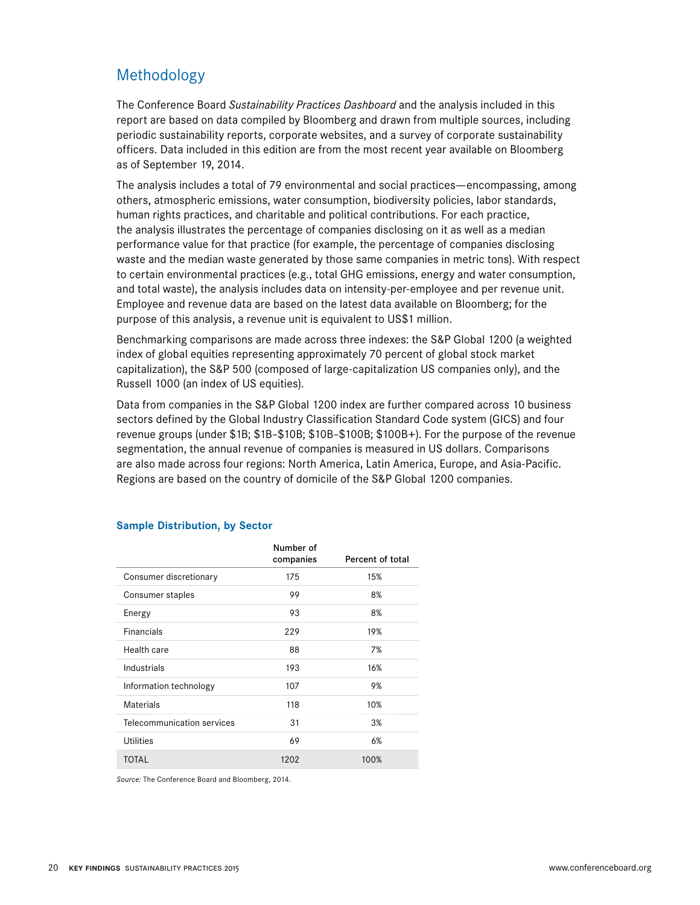## Methodology

The Conference Board *Sustainability Practices Dashboard* and the analysis included in this report are based on data compiled by Bloomberg and drawn from multiple sources, including periodic sustainability reports, corporate websites, and a survey of corporate sustainability officers. Data included in this edition are from the most recent year available on Bloomberg as of September 19, 2014.

The analysis includes a total of 79 environmental and social practices—encompassing, among others, atmospheric emissions, water consumption, biodiversity policies, labor standards, human rights practices, and charitable and political contributions. For each practice, the analysis illustrates the percentage of companies disclosing on it as well as a median performance value for that practice (for example, the percentage of companies disclosing waste and the median waste generated by those same companies in metric tons). With respect to certain environmental practices (e.g., total GHG emissions, energy and water consumption, and total waste), the analysis includes data on intensity-per-employee and per revenue unit. Employee and revenue data are based on the latest data available on Bloomberg; for the purpose of this analysis, a revenue unit is equivalent to US$1 million.

Benchmarking comparisons are made across three indexes: the S&P Global 1200 (a weighted index of global equities representing approximately 70 percent of global stock market capitalization), the S&P 500 (composed of large-capitalization US companies only), and the Russell 1000 (an index of US equities).

Data from companies in the S&P Global 1200 index are further compared across 10 business sectors defined by the Global Industry Classification Standard Code system (GICS) and four revenue groups (under $1B; $1B–$10B; $10B–$100B; $100B+). For the purpose of the revenue segmentation, the annual revenue of companies is measured in US dollars. Comparisons are also made across four regions: North America, Latin America, Europe, and Asia-Pacific. Regions are based on the country of domicile of the S&P Global 1200 companies.

### Sample Distribution, by Sector

| | Number of companies | Percent of total |
|---|---|---|
| Consumer discretionary | 175 | 15% |
| Consumer staples | 99 | 8% |
| Energy | 93 | 8% |
| Financials | 229 | 19% |
| Health care | 88 | 7% |
| Industrials | 193 | 16% |
| Information technology | 107 | 9% |
| Materials | 118 | 10% |
| Telecommunication services | 31 | 3% |
| Utilities | 69 | 6% |
| TOTAL | 1202 | 100% |

*Source:* The Conference Board and Bloomberg, 2014.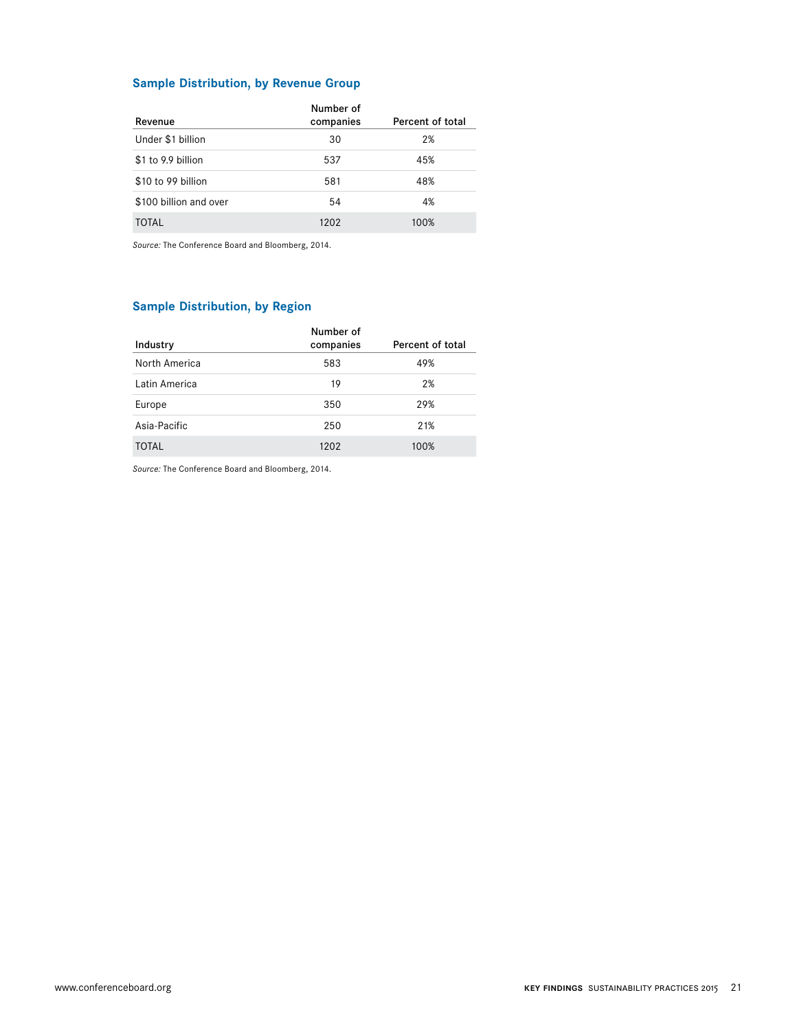## Sample Distribution, by Revenue Group

| Revenue | Number of companies | Percent of total |
|---|---|---|
| Under $1 billion | 30 | 2% |
| $1 to 9.9 billion | 537 | 45% |
| $10 to 99 billion | 581 | 48% |
| $100 billion and over | 54 | 4% |
| TOTAL | 1202 | 100% |

*Source:* The Conference Board and Bloomberg, 2014.

## Sample Distribution, by Region

| Industry | Number of companies | Percent of total |
|---|---|---|
| North America | 583 | 49% |
| Latin America | 19 | 2% |
| Europe | 350 | 29% |
| Asia-Pacific | 250 | 21% |
| TOTAL | 1202 | 100% |

*Source:* The Conference Board and Bloomberg, 2014.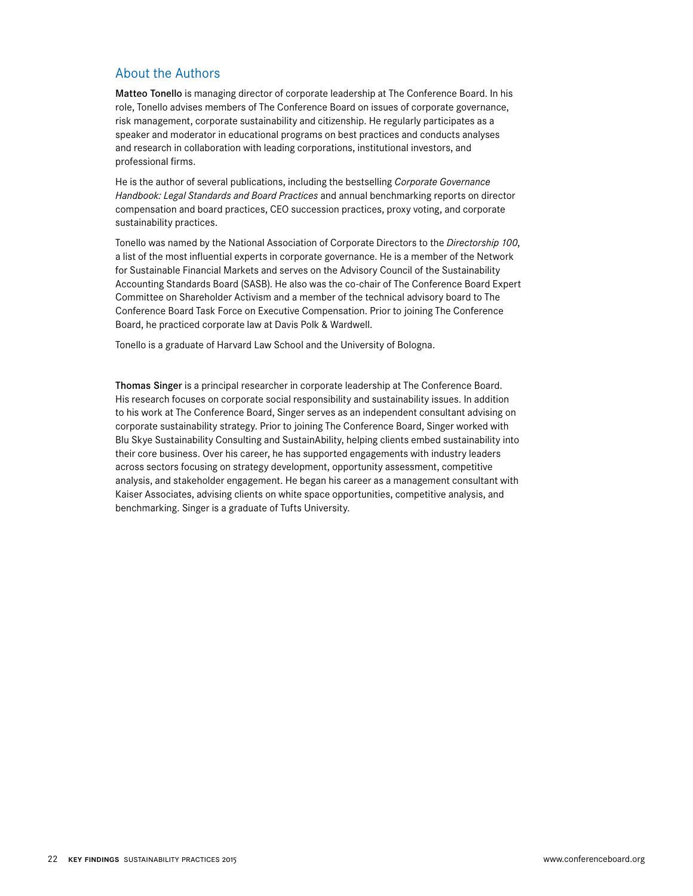## About the Authors

**Matteo Tonello** is managing director of corporate leadership at The Conference Board. In his role, Tonello advises members of The Conference Board on issues of corporate governance, risk management, corporate sustainability and citizenship. He regularly participates as a speaker and moderator in educational programs on best practices and conducts analyses and research in collaboration with leading corporations, institutional investors, and professional firms.

He is the author of several publications, including the bestselling *Corporate Governance Handbook: Legal Standards and Board Practices* and annual benchmarking reports on director compensation and board practices, CEO succession practices, proxy voting, and corporate sustainability practices.

Tonello was named by the National Association of Corporate Directors to the *Directorship 100*, a list of the most influential experts in corporate governance. He is a member of the Network for Sustainable Financial Markets and serves on the Advisory Council of the Sustainability Accounting Standards Board (SASB). He also was the co-chair of The Conference Board Expert Committee on Shareholder Activism and a member of the technical advisory board to The Conference Board Task Force on Executive Compensation. Prior to joining The Conference Board, he practiced corporate law at Davis Polk & Wardwell.

Tonello is a graduate of Harvard Law School and the University of Bologna.

**Thomas Singer** is a principal researcher in corporate leadership at The Conference Board. His research focuses on corporate social responsibility and sustainability issues. In addition to his work at The Conference Board, Singer serves as an independent consultant advising on corporate sustainability strategy. Prior to joining The Conference Board, Singer worked with Blu Skye Sustainability Consulting and SustainAbility, helping clients embed sustainability into their core business. Over his career, he has supported engagements with industry leaders across sectors focusing on strategy development, opportunity assessment, competitive analysis, and stakeholder engagement. He began his career as a management consultant with Kaiser Associates, advising clients on white space opportunities, competitive analysis, and benchmarking. Singer is a graduate of Tufts University.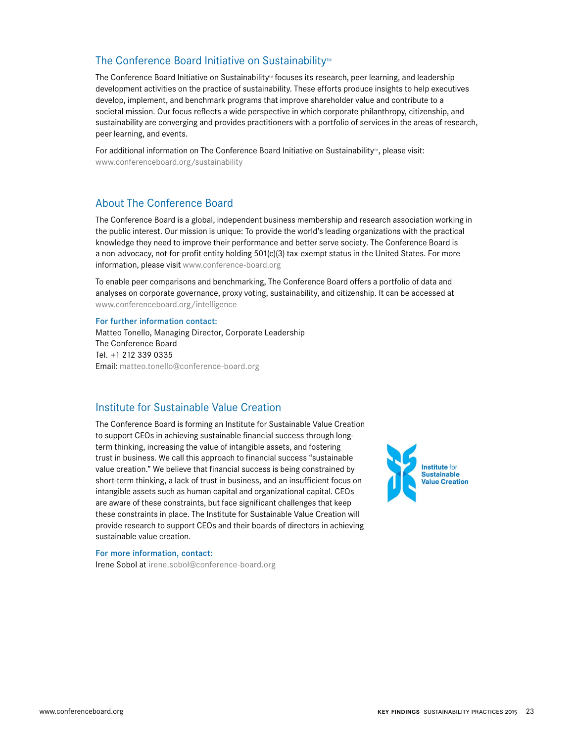## The Conference Board Initiative on Sustainability™

The Conference Board Initiative on Sustainability™ focuses its research, peer learning, and leadership development activities on the practice of sustainability. These efforts produce insights to help executives develop, implement, and benchmark programs that improve shareholder value and contribute to a societal mission. Our focus reflects a wide perspective in which corporate philanthropy, citizenship, and sustainability are converging and provides practitioners with a portfolio of services in the areas of research, peer learning, and events.

For additional information on The Conference Board Initiative on Sustainability™, please visit: www.conferenceboard.org/sustainability

## About The Conference Board

The Conference Board is a global, independent business membership and research association working in the public interest. Our mission is unique: To provide the world's leading organizations with the practical knowledge they need to improve their performance and better serve society. The Conference Board is a non-advocacy, not-for-profit entity holding 501(c)(3) tax-exempt status in the United States. For more information, please visit www.conference-board.org

To enable peer comparisons and benchmarking, The Conference Board offers a portfolio of data and analyses on corporate governance, proxy voting, sustainability, and citizenship. It can be accessed at www.conferenceboard.org/intelligence

**For further information contact:**
Matteo Tonello, Managing Director, Corporate Leadership
The Conference Board
Tel. +1 212 339 0335
Email: matteo.tonello@conference-board.org

## Institute for Sustainable Value Creation

The Conference Board is forming an Institute for Sustainable Value Creation to support CEOs in achieving sustainable financial success through long-term thinking, increasing the value of intangible assets, and fostering trust in business. We call this approach to financial success "sustainable value creation." We believe that financial success is being constrained by short-term thinking, a lack of trust in business, and an insufficient focus on intangible assets such as human capital and organizational capital. CEOs are aware of these constraints, but face significant challenges that keep these constraints in place. The Institute for Sustainable Value Creation will provide research to support CEOs and their boards of directors in achieving sustainable value creation.

Institute for Sustainable Value Creation

**For more information, contact:**
Irene Sobol at irene.sobol@conference-board.org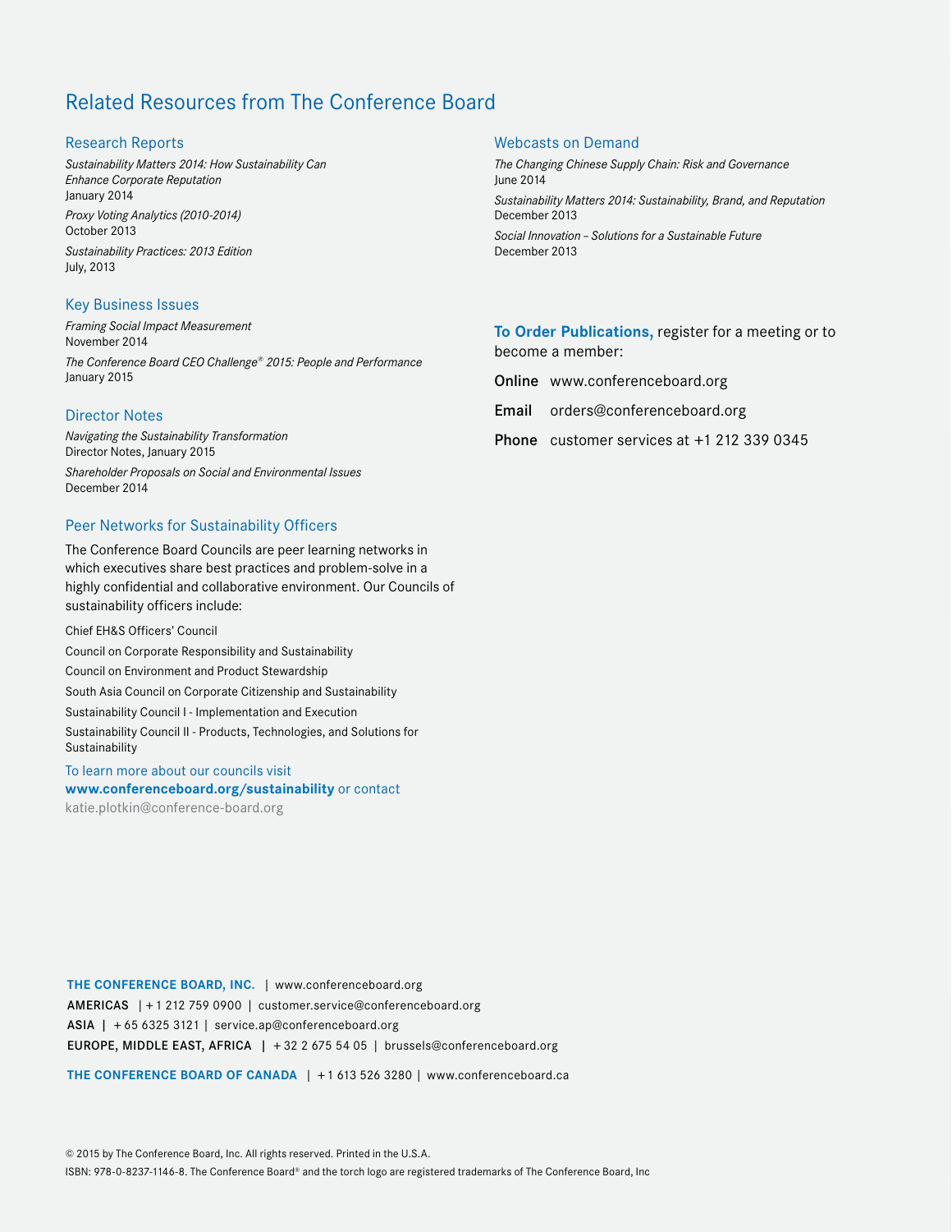# Related Resources from The Conference Board

## Research Reports

*Sustainability Matters 2014: How Sustainability Can Enhance Corporate Reputation*
January 2014

*Proxy Voting Analytics (2010-2014)*
October 2013

*Sustainability Practices: 2013 Edition*
July, 2013

## Key Business Issues

*Framing Social Impact Measurement*
November 2014

*The Conference Board CEO Challenge® 2015: People and Performance*
January 2015

## Director Notes

*Navigating the Sustainability Transformation*
Director Notes, January 2015

*Shareholder Proposals on Social and Environmental Issues*
December 2014

## Peer Networks for Sustainability Officers

The Conference Board Councils are peer learning networks in which executives share best practices and problem-solve in a highly confidential and collaborative environment. Our Councils of sustainability officers include:

Chief EH&S Officers' Council

Council on Corporate Responsibility and Sustainability

Council on Environment and Product Stewardship

South Asia Council on Corporate Citizenship and Sustainability

Sustainability Council I - Implementation and Execution

Sustainability Council II - Products, Technologies, and Solutions for Sustainability

To learn more about our councils visit **www.conferenceboard.org/sustainability** or contact katie.plotkin@conference-board.org

## Webcasts on Demand

*The Changing Chinese Supply Chain: Risk and Governance*
June 2014

*Sustainability Matters 2014: Sustainability, Brand, and Reputation*
December 2013

*Social Innovation – Solutions for a Sustainable Future*
December 2013

**To Order Publications,** register for a meeting or to become a member:

**Online** www.conferenceboard.org

**Email** orders@conferenceboard.org

**Phone** customer services at +1 212 339 0345

**THE CONFERENCE BOARD, INC.** | www.conferenceboard.org

**AMERICAS** | + 1 212 759 0900 | customer.service@conferenceboard.org

**ASIA** | + 65 6325 3121 | service.ap@conferenceboard.org

**EUROPE, MIDDLE EAST, AFRICA** | + 32 2 675 54 05 | brussels@conferenceboard.org

**THE CONFERENCE BOARD OF CANADA** | + 1 613 526 3280 | www.conferenceboard.ca

© 2015 by The Conference Board, Inc. All rights reserved. Printed in the U.S.A.

ISBN: 978-0-8237-1146-8. The Conference Board® and the torch logo are registered trademarks of The Conference Board, Inc